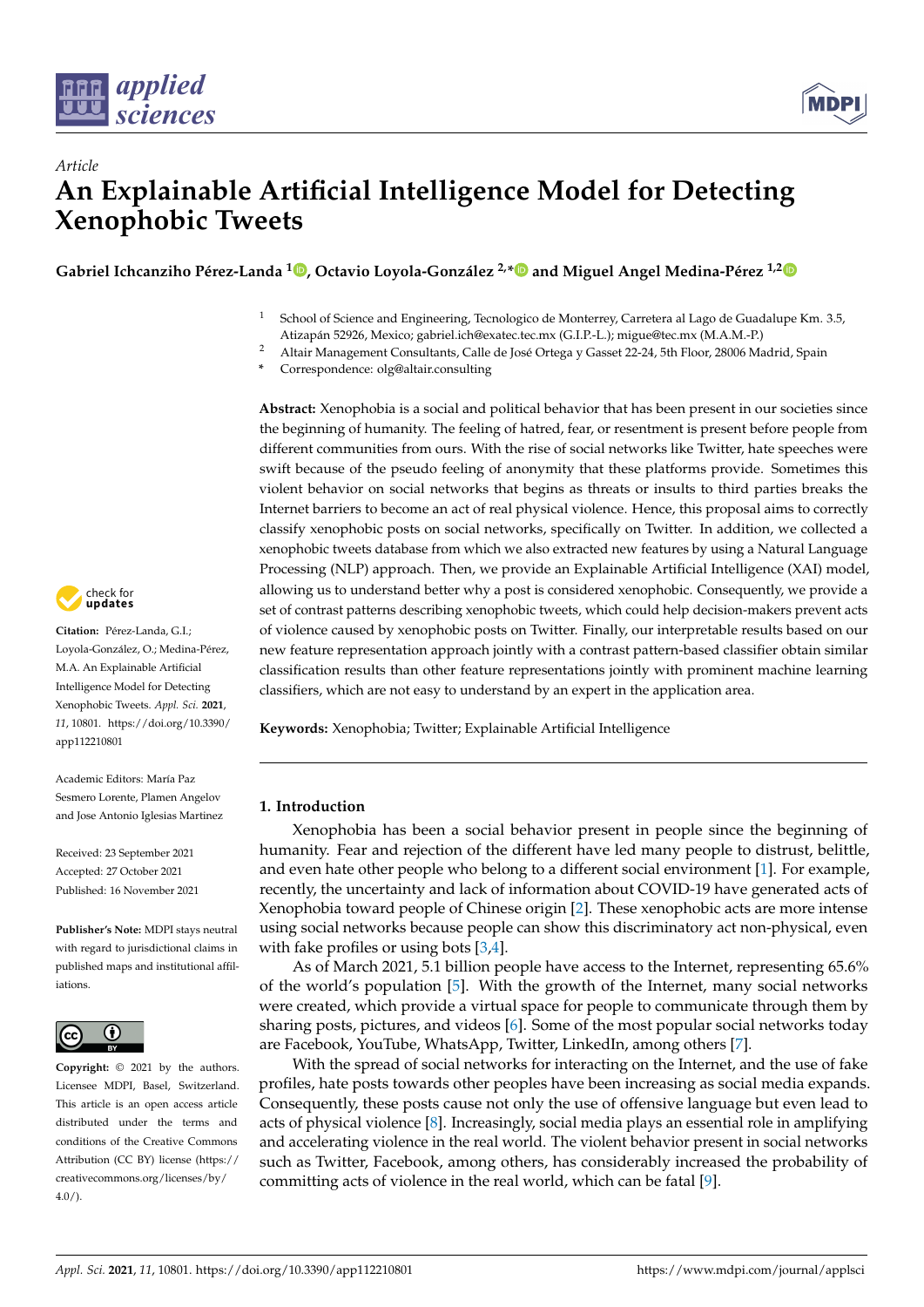*Article*

# An Explainable Artificial Intelligence Model for Detecting Xenophobic Tweets

**Gabriel Ichcanziho Pérez-Landa [1], Octavio Loyola-González [2,*] and Miguel Angel Medina-Pérez [1,2]**

[1] School of Science and Engineering, Tecnologico de Monterrey, Carretera al Lago de Guadalupe Km. 3.5, Atizapán 52926, Mexico; gabriel.ich@exatec.tec.mx (G.I.P.-L.); migue@tec.mx (M.A.M.-P.)
[2] Altair Management Consultants, Calle de José Ortega y Gasset 22-24, 5th Floor, 28006 Madrid, Spain
* Correspondence: olg@altair.consulting

**Abstract:** Xenophobia is a social and political behavior that has been present in our societies since the beginning of humanity. The feeling of hatred, fear, or resentment is present before people from different communities from ours. With the rise of social networks like Twitter, hate speeches were swift because of the pseudo feeling of anonymity that these platforms provide. Sometimes this violent behavior on social networks that begins as threats or insults to third parties breaks the Internet barriers to become an act of real physical violence. Hence, this proposal aims to correctly classify xenophobic posts on social networks, specifically on Twitter. In addition, we collected a xenophobic tweets database from which we also extracted new features by using a Natural Language Processing (NLP) approach. Then, we provide an Explainable Artificial Intelligence (XAI) model, allowing us to understand better why a post is considered xenophobic. Consequently, we provide a set of contrast patterns describing xenophobic tweets, which could help decision-makers prevent acts of violence caused by xenophobic posts on Twitter. Finally, our interpretable results based on our new feature representation approach jointly with a contrast pattern-based classifier obtain similar classification results than other feature representations jointly with prominent machine learning classifiers, which are not easy to understand by an expert in the application area.

**Keywords:** Xenophobia; Twitter; Explainable Artificial Intelligence

**Citation:** Pérez-Landa, G.I.; Loyola-González, O.; Medina-Pérez, M.A. An Explainable Artificial Intelligence Model for Detecting Xenophobic Tweets. *Appl. Sci.* **2021**, *11*, 10801. https://doi.org/10.3390/app112210801

Academic Editors: María Paz Sesmero Lorente, Plamen Angelov and Jose Antonio Iglesias Martinez

Received: 23 September 2021
Accepted: 27 October 2021
Published: 16 November 2021

**Publisher's Note:** MDPI stays neutral with regard to jurisdictional claims in published maps and institutional affiliations.

**Copyright:** © 2021 by the authors. Licensee MDPI, Basel, Switzerland. This article is an open access article distributed under the terms and conditions of the Creative Commons Attribution (CC BY) license (https://creativecommons.org/licenses/by/4.0/).

## 1. Introduction

Xenophobia has been a social behavior present in people since the beginning of humanity. Fear and rejection of the different have led many people to distrust, belittle, and even hate other people who belong to a different social environment [1]. For example, recently, the uncertainty and lack of information about COVID-19 have generated acts of Xenophobia toward people of Chinese origin [2]. These xenophobic acts are more intense using social networks because people can show this discriminatory act non-physical, even with fake profiles or using bots [3,4].

As of March 2021, 5.1 billion people have access to the Internet, representing 65.6% of the world's population [5]. With the growth of the Internet, many social networks were created, which provide a virtual space for people to communicate through them by sharing posts, pictures, and videos [6]. Some of the most popular social networks today are Facebook, YouTube, WhatsApp, Twitter, LinkedIn, among others [7].

With the spread of social networks for interacting on the Internet, and the use of fake profiles, hate posts towards other peoples have been increasing as social media expands. Consequently, these posts cause not only the use of offensive language but even lead to acts of physical violence [8]. Increasingly, social media plays an essential role in amplifying and accelerating violence in the real world. The violent behavior present in social networks such as Twitter, Facebook, among others, has considerably increased the probability of committing acts of violence in the real world, which can be fatal [9].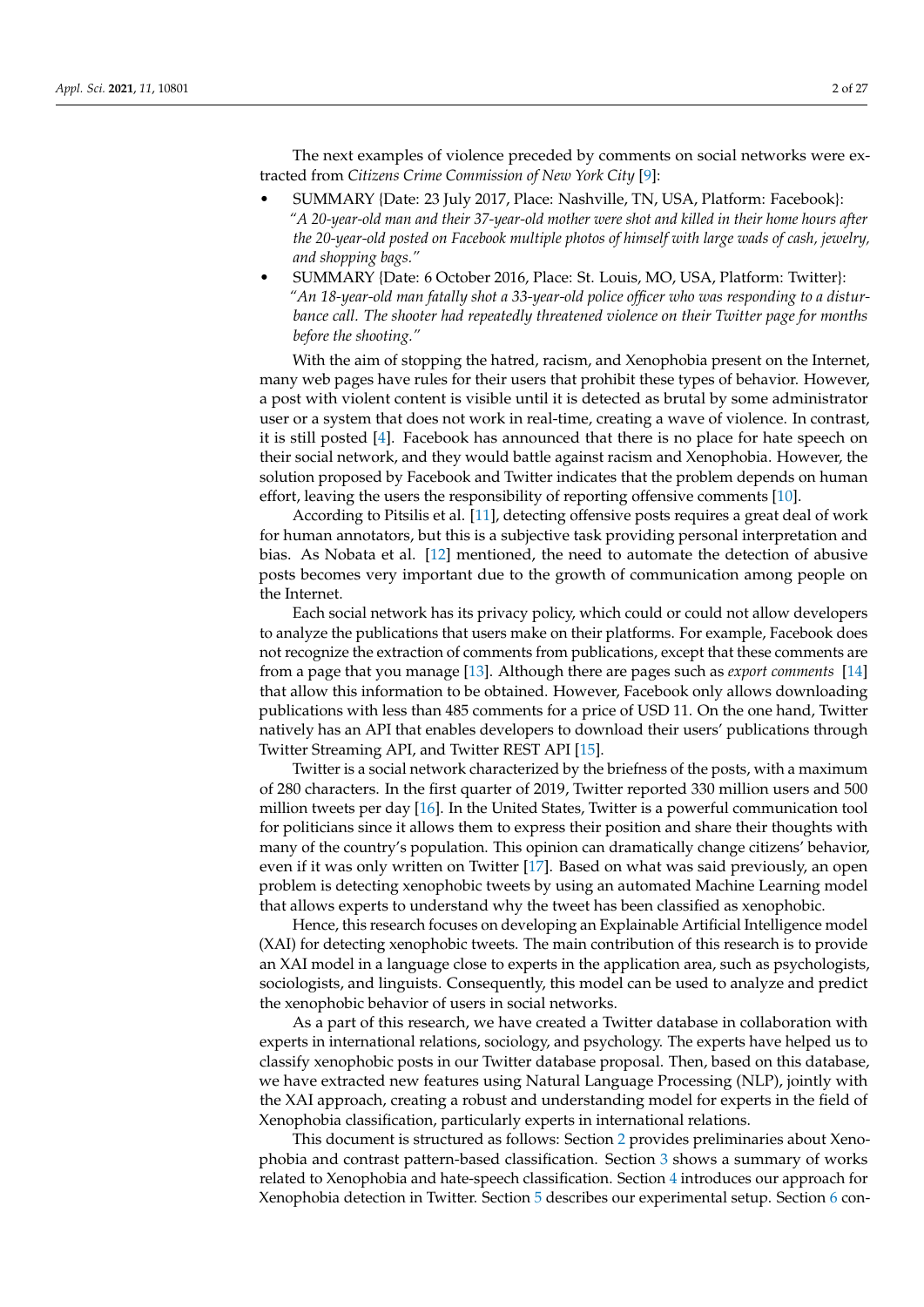The next examples of violence preceded by comments on social networks were extracted from *Citizens Crime Commission of New York City* [9]:

- SUMMARY {Date: 23 July 2017, Place: Nashville, TN, USA, Platform: Facebook}: *"A 20-year-old man and their 37-year-old mother were shot and killed in their home hours after the 20-year-old posted on Facebook multiple photos of himself with large wads of cash, jewelry, and shopping bags."*
- SUMMARY {Date: 6 October 2016, Place: St. Louis, MO, USA, Platform: Twitter}: *"An 18-year-old man fatally shot a 33-year-old police officer who was responding to a disturbance call. The shooter had repeatedly threatened violence on their Twitter page for months before the shooting."*

With the aim of stopping the hatred, racism, and Xenophobia present on the Internet, many web pages have rules for their users that prohibit these types of behavior. However, a post with violent content is visible until it is detected as brutal by some administrator user or a system that does not work in real-time, creating a wave of violence. In contrast, it is still posted [4]. Facebook has announced that there is no place for hate speech on their social network, and they would battle against racism and Xenophobia. However, the solution proposed by Facebook and Twitter indicates that the problem depends on human effort, leaving the users the responsibility of reporting offensive comments [10].

According to Pitsilis et al. [11], detecting offensive posts requires a great deal of work for human annotators, but this is a subjective task providing personal interpretation and bias. As Nobata et al. [12] mentioned, the need to automate the detection of abusive posts becomes very important due to the growth of communication among people on the Internet.

Each social network has its privacy policy, which could or could not allow developers to analyze the publications that users make on their platforms. For example, Facebook does not recognize the extraction of comments from publications, except that these comments are from a page that you manage [13]. Although there are pages such as *export comments* [14] that allow this information to be obtained. However, Facebook only allows downloading publications with less than 485 comments for a price of USD 11. On the one hand, Twitter natively has an API that enables developers to download their users' publications through Twitter Streaming API, and Twitter REST API [15].

Twitter is a social network characterized by the briefness of the posts, with a maximum of 280 characters. In the first quarter of 2019, Twitter reported 330 million users and 500 million tweets per day [16]. In the United States, Twitter is a powerful communication tool for politicians since it allows them to express their position and share their thoughts with many of the country's population. This opinion can dramatically change citizens' behavior, even if it was only written on Twitter [17]. Based on what was said previously, an open problem is detecting xenophobic tweets by using an automated Machine Learning model that allows experts to understand why the tweet has been classified as xenophobic.

Hence, this research focuses on developing an Explainable Artificial Intelligence model (XAI) for detecting xenophobic tweets. The main contribution of this research is to provide an XAI model in a language close to experts in the application area, such as psychologists, sociologists, and linguists. Consequently, this model can be used to analyze and predict the xenophobic behavior of users in social networks.

As a part of this research, we have created a Twitter database in collaboration with experts in international relations, sociology, and psychology. The experts have helped us to classify xenophobic posts in our Twitter database proposal. Then, based on this database, we have extracted new features using Natural Language Processing (NLP), jointly with the XAI approach, creating a robust and understanding model for experts in the field of Xenophobia classification, particularly experts in international relations.

This document is structured as follows: Section 2 provides preliminaries about Xenophobia and contrast pattern-based classification. Section 3 shows a summary of works related to Xenophobia and hate-speech classification. Section 4 introduces our approach for Xenophobia detection in Twitter. Section 5 describes our experimental setup. Section 6 con-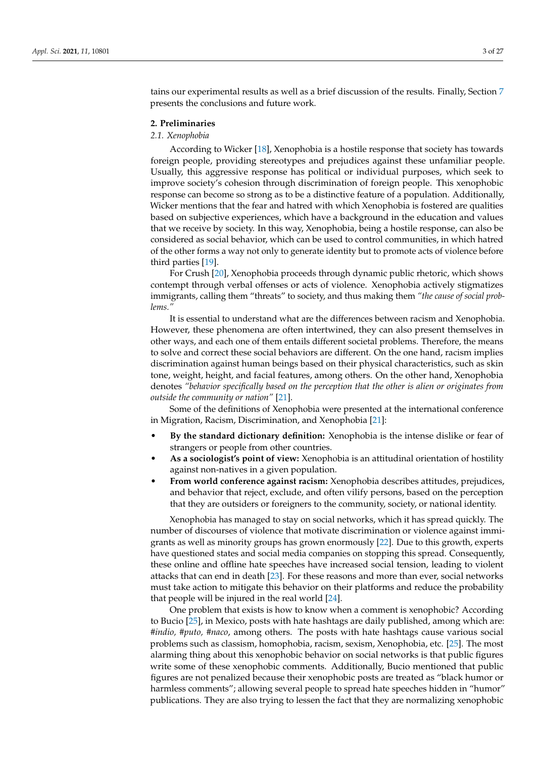tains our experimental results as well as a brief discussion of the results. Finally, Section 7 presents the conclusions and future work.

## 2. Preliminaries

### 2.1. Xenophobia

According to Wicker [18], Xenophobia is a hostile response that society has towards foreign people, providing stereotypes and prejudices against these unfamiliar people. Usually, this aggressive response has political or individual purposes, which seek to improve society's cohesion through discrimination of foreign people. This xenophobic response can become so strong as to be a distinctive feature of a population. Additionally, Wicker mentions that the fear and hatred with which Xenophobia is fostered are qualities based on subjective experiences, which have a background in the education and values that we receive by society. In this way, Xenophobia, being a hostile response, can also be considered as social behavior, which can be used to control communities, in which hatred of the other forms a way not only to generate identity but to promote acts of violence before third parties [19].

For Crush [20], Xenophobia proceeds through dynamic public rhetoric, which shows contempt through verbal offenses or acts of violence. Xenophobia actively stigmatizes immigrants, calling them "threats" to society, and thus making them *"the cause of social problems."*

It is essential to understand what are the differences between racism and Xenophobia. However, these phenomena are often intertwined, they can also present themselves in other ways, and each one of them entails different societal problems. Therefore, the means to solve and correct these social behaviors are different. On the one hand, racism implies discrimination against human beings based on their physical characteristics, such as skin tone, weight, height, and facial features, among others. On the other hand, Xenophobia denotes *"behavior specifically based on the perception that the other is alien or originates from outside the community or nation"* [21].

Some of the definitions of Xenophobia were presented at the international conference in Migration, Racism, Discrimination, and Xenophobia [21]:

- **By the standard dictionary definition:** Xenophobia is the intense dislike or fear of strangers or people from other countries.
- **As a sociologist's point of view:** Xenophobia is an attitudinal orientation of hostility against non-natives in a given population.
- **From world conference against racism:** Xenophobia describes attitudes, prejudices, and behavior that reject, exclude, and often vilify persons, based on the perception that they are outsiders or foreigners to the community, society, or national identity.

Xenophobia has managed to stay on social networks, which it has spread quickly. The number of discourses of violence that motivate discrimination or violence against immigrants as well as minority groups has grown enormously [22]. Due to this growth, experts have questioned states and social media companies on stopping this spread. Consequently, these online and offline hate speeches have increased social tension, leading to violent attacks that can end in death [23]. For these reasons and more than ever, social networks must take action to mitigate this behavior on their platforms and reduce the probability that people will be injured in the real world [24].

One problem that exists is how to know when a comment is xenophobic? According to Bucio [25], in Mexico, posts with hate hashtags are daily published, among which are: *#indio, #puto, #naco*, among others. The posts with hate hashtags cause various social problems such as classism, homophobia, racism, sexism, Xenophobia, etc. [25]. The most alarming thing about this xenophobic behavior on social networks is that public figures write some of these xenophobic comments. Additionally, Bucio mentioned that public figures are not penalized because their xenophobic posts are treated as "black humor or harmless comments"; allowing several people to spread hate speeches hidden in "humor" publications. They are also trying to lessen the fact that they are normalizing xenophobic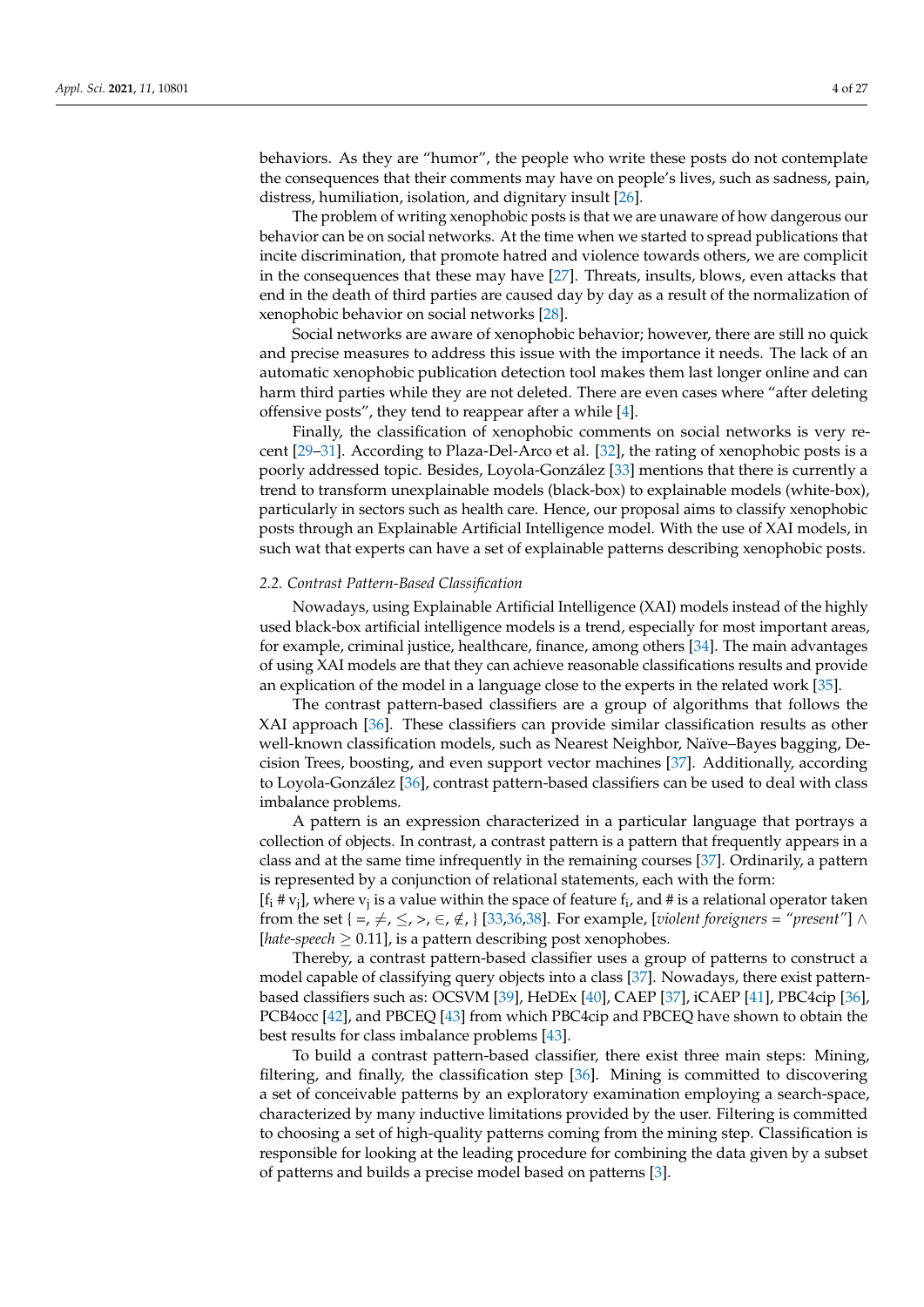behaviors. As they are "humor", the people who write these posts do not contemplate the consequences that their comments may have on people's lives, such as sadness, pain, distress, humiliation, isolation, and dignitary insult [26].

The problem of writing xenophobic posts is that we are unaware of how dangerous our behavior can be on social networks. At the time when we started to spread publications that incite discrimination, that promote hatred and violence towards others, we are complicit in the consequences that these may have [27]. Threats, insults, blows, even attacks that end in the death of third parties are caused day by day as a result of the normalization of xenophobic behavior on social networks [28].

Social networks are aware of xenophobic behavior; however, there are still no quick and precise measures to address this issue with the importance it needs. The lack of an automatic xenophobic publication detection tool makes them last longer online and can harm third parties while they are not deleted. There are even cases where "after deleting offensive posts", they tend to reappear after a while [4].

Finally, the classification of xenophobic comments on social networks is very recent [29–31]. According to Plaza-Del-Arco et al. [32], the rating of xenophobic posts is a poorly addressed topic. Besides, Loyola-González [33] mentions that there is currently a trend to transform unexplainable models (black-box) to explainable models (white-box), particularly in sectors such as health care. Hence, our proposal aims to classify xenophobic posts through an Explainable Artificial Intelligence model. With the use of XAI models, in such wat that experts can have a set of explainable patterns describing xenophobic posts.

### 2.2. Contrast Pattern-Based Classification

Nowadays, using Explainable Artificial Intelligence (XAI) models instead of the highly used black-box artificial intelligence models is a trend, especially for most important areas, for example, criminal justice, healthcare, finance, among others [34]. The main advantages of using XAI models are that they can achieve reasonable classifications results and provide an explication of the model in a language close to the experts in the related work [35].

The contrast pattern-based classifiers are a group of algorithms that follows the XAI approach [36]. These classifiers can provide similar classification results as other well-known classification models, such as Nearest Neighbor, Naïve–Bayes bagging, Decision Trees, boosting, and even support vector machines [37]. Additionally, according to Loyola-González [36], contrast pattern-based classifiers can be used to deal with class imbalance problems.

A pattern is an expression characterized in a particular language that portrays a collection of objects. In contrast, a contrast pattern is a pattern that frequently appears in a class and at the same time infrequently in the remaining courses [37]. Ordinarily, a pattern is represented by a conjunction of relational statements, each with the form:
$[f_i \# v_j]$, where $v_j$ is a value within the space of feature $f_i$, and # is a relational operator taken from the set $\{=, \neq, \leq, >, \in, \notin, \}$ [33,36,38]. For example, [*violent foreigners = "present"*] $\wedge$ [*hate-speech* $\geq$ 0.11], is a pattern describing post xenophobes.

Thereby, a contrast pattern-based classifier uses a group of patterns to construct a model capable of classifying query objects into a class [37]. Nowadays, there exist pattern-based classifiers such as: OCSVM [39], HeDEx [40], CAEP [37], iCAEP [41], PBC4cip [36], PCB4occ [42], and PBCEQ [43] from which PBC4cip and PBCEQ have shown to obtain the best results for class imbalance problems [43].

To build a contrast pattern-based classifier, there exist three main steps: Mining, filtering, and finally, the classification step [36]. Mining is committed to discovering a set of conceivable patterns by an exploratory examination employing a search-space, characterized by many inductive limitations provided by the user. Filtering is committed to choosing a set of high-quality patterns coming from the mining step. Classification is responsible for looking at the leading procedure for combining the data given by a subset of patterns and builds a precise model based on patterns [3].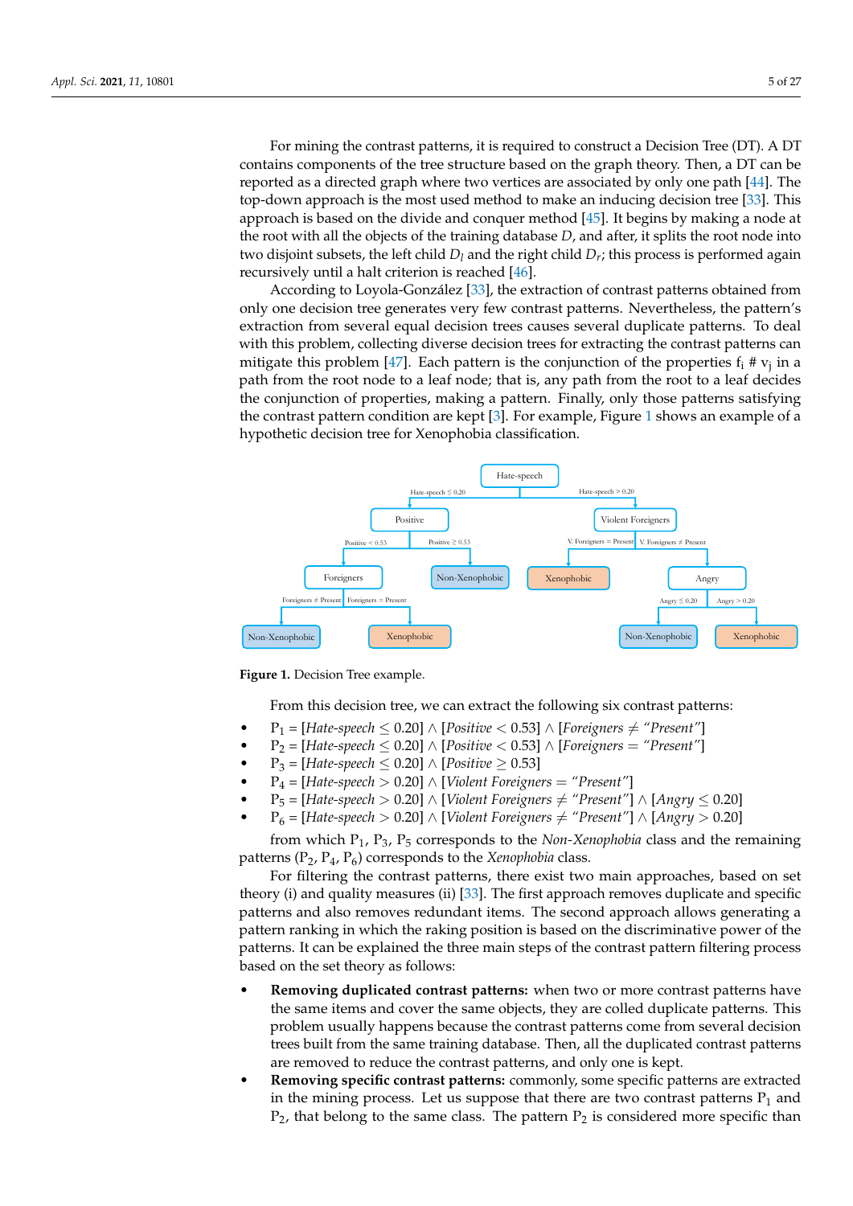For mining the contrast patterns, it is required to construct a Decision Tree (DT). A DT contains components of the tree structure based on the graph theory. Then, a DT can be reported as a directed graph where two vertices are associated by only one path [44]. The top-down approach is the most used method to make an inducing decision tree [33]. This approach is based on the divide and conquer method [45]. It begins by making a node at the root with all the objects of the training database $D$, and after, it splits the root node into two disjoint subsets, the left child $D_l$ and the right child $D_r$; this process is performed again recursively until a halt criterion is reached [46].

According to Loyola-González [33], the extraction of contrast patterns obtained from only one decision tree generates very few contrast patterns. Nevertheless, the pattern's extraction from several equal decision trees causes several duplicate patterns. To deal with this problem, collecting diverse decision trees for extracting the contrast patterns can mitigate this problem [47]. Each pattern is the conjunction of the properties $f_i$ # $v_j$ in a path from the root node to a leaf node; that is, any path from the root to a leaf decides the conjunction of properties, making a pattern. Finally, only those patterns satisfying the contrast pattern condition are kept [3]. For example, Figure 1 shows an example of a hypothetic decision tree for Xenophobia classification.

**Figure 1.** Decision Tree example.

From this decision tree, we can extract the following six contrast patterns:

- $P_1$ = [*Hate-speech* $\leq$ 0.20] $\wedge$ [*Positive* $<$ 0.53] $\wedge$ [*Foreigners* $\neq$ *"Present"*]
- $P_2$ = [*Hate-speech* $\leq$ 0.20] $\wedge$ [*Positive* $<$ 0.53] $\wedge$ [*Foreigners* $=$ *"Present"*]
- $P_3$ = [*Hate-speech* $\leq$ 0.20] $\wedge$ [*Positive* $\geq$ 0.53]
- $P_4$ = [*Hate-speech* $>$ 0.20] $\wedge$ [*Violent Foreigners* $=$ *"Present"*]
- $P_5$ = [*Hate-speech* $>$ 0.20] $\wedge$ [*Violent Foreigners* $\neq$ *"Present"*] $\wedge$ [*Angry* $\leq$ 0.20]
- $P_6$ = [*Hate-speech* $>$ 0.20] $\wedge$ [*Violent Foreigners* $\neq$ *"Present"*] $\wedge$ [*Angry* $>$ 0.20]

from which $P_1$, $P_3$, $P_5$ corresponds to the *Non-Xenophobia* class and the remaining patterns ($P_2$, $P_4$, $P_6$) corresponds to the *Xenophobia* class.

For filtering the contrast patterns, there exist two main approaches, based on set theory (i) and quality measures (ii) [33]. The first approach removes duplicate and specific patterns and also removes redundant items. The second approach allows generating a pattern ranking in which the raking position is based on the discriminative power of the patterns. It can be explained the three main steps of the contrast pattern filtering process based on the set theory as follows:

- **Removing duplicated contrast patterns:** when two or more contrast patterns have the same items and cover the same objects, they are colled duplicate patterns. This problem usually happens because the contrast patterns come from several decision trees built from the same training database. Then, all the duplicated contrast patterns are removed to reduce the contrast patterns, and only one is kept.
- **Removing specific contrast patterns:** commonly, some specific patterns are extracted in the mining process. Let us suppose that there are two contrast patterns $P_1$ and $P_2$, that belong to the same class. The pattern $P_2$ is considered more specific than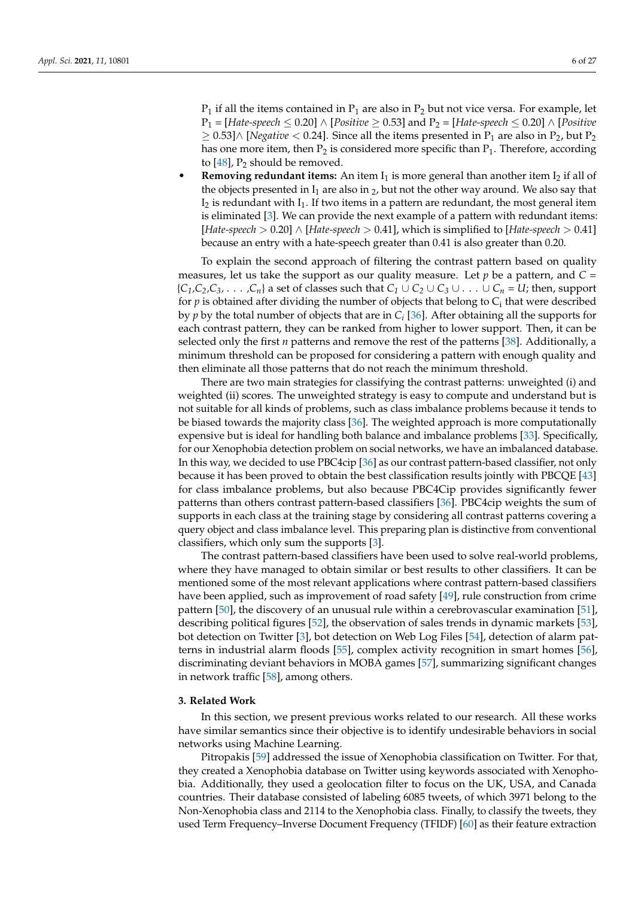$P_1$ if all the items contained in $P_1$ are also in $P_2$ but not vice versa. For example, let $P_1$ = [*Hate-speech* ≤ 0.20] ∧ [*Positive* ≥ 0.53] and $P_2$ = [*Hate-speech* ≤ 0.20] ∧ [*Positive* ≥ 0.53]∧ [*Negative* < 0.24]. Since all the items presented in $P_1$ are also in $P_2$, but $P_2$ has one more item, then $P_2$ is considered more specific than $P_1$. Therefore, according to [48], $P_2$ should be removed.

- **Removing redundant items:** An item $I_1$ is more general than another item $I_2$ if all of the objects presented in $I_1$ are also in $_2$, but not the other way around. We also say that $I_2$ is redundant with $I_1$. If two items in a pattern are redundant, the most general item is eliminated [3]. We can provide the next example of a pattern with redundant items: [*Hate-speech* > 0.20] ∧ [*Hate-speech* > 0.41], which is simplified to [*Hate-speech* > 0.41] because an entry with a hate-speech greater than 0.41 is also greater than 0.20.

To explain the second approach of filtering the contrast pattern based on quality measures, let us take the support as our quality measure. Let $p$ be a pattern, and $C = \{C_1, C_2, C_3, \ldots, C_n\}$ a set of classes such that $C_1 \cup C_2 \cup C_3 \cup \ldots \cup C_n = U$; then, support for $p$ is obtained after dividing the number of objects that belong to $C_i$ that were described by $p$ by the total number of objects that are in $C_i$ [36]. After obtaining all the supports for each contrast pattern, they can be ranked from higher to lower support. Then, it can be selected only the first $n$ patterns and remove the rest of the patterns [38]. Additionally, a minimum threshold can be proposed for considering a pattern with enough quality and then eliminate all those patterns that do not reach the minimum threshold.

There are two main strategies for classifying the contrast patterns: unweighted (i) and weighted (ii) scores. The unweighted strategy is easy to compute and understand but is not suitable for all kinds of problems, such as class imbalance problems because it tends to be biased towards the majority class [36]. The weighted approach is more computationally expensive but is ideal for handling both balance and imbalance problems [33]. Specifically, for our Xenophobia detection problem on social networks, we have an imbalanced database. In this way, we decided to use PBC4cip [36] as our contrast pattern-based classifier, not only because it has been proved to obtain the best classification results jointly with PBCQE [43] for class imbalance problems, but also because PBC4Cip provides significantly fewer patterns than others contrast pattern-based classifiers [36]. PBC4cip weights the sum of supports in each class at the training stage by considering all contrast patterns covering a query object and class imbalance level. This preparing plan is distinctive from conventional classifiers, which only sum the supports [3].

The contrast pattern-based classifiers have been used to solve real-world problems, where they have managed to obtain similar or best results to other classifiers. It can be mentioned some of the most relevant applications where contrast pattern-based classifiers have been applied, such as improvement of road safety [49], rule construction from crime pattern [50], the discovery of an unusual rule within a cerebrovascular examination [51], describing political figures [52], the observation of sales trends in dynamic markets [53], bot detection on Twitter [3], bot detection on Web Log Files [54], detection of alarm patterns in industrial alarm floods [55], complex activity recognition in smart homes [56], discriminating deviant behaviors in MOBA games [57], summarizing significant changes in network traffic [58], among others.

## 3. Related Work

In this section, we present previous works related to our research. All these works have similar semantics since their objective is to identify undesirable behaviors in social networks using Machine Learning.

Pitropakis [59] addressed the issue of Xenophobia classification on Twitter. For that, they created a Xenophobia database on Twitter using keywords associated with Xenophobia. Additionally, they used a geolocation filter to focus on the UK, USA, and Canada countries. Their database consisted of labeling 6085 tweets, of which 3971 belong to the Non-Xenophobia class and 2114 to the Xenophobia class. Finally, to classify the tweets, they used Term Frequency–Inverse Document Frequency (TFIDF) [60] as their feature extraction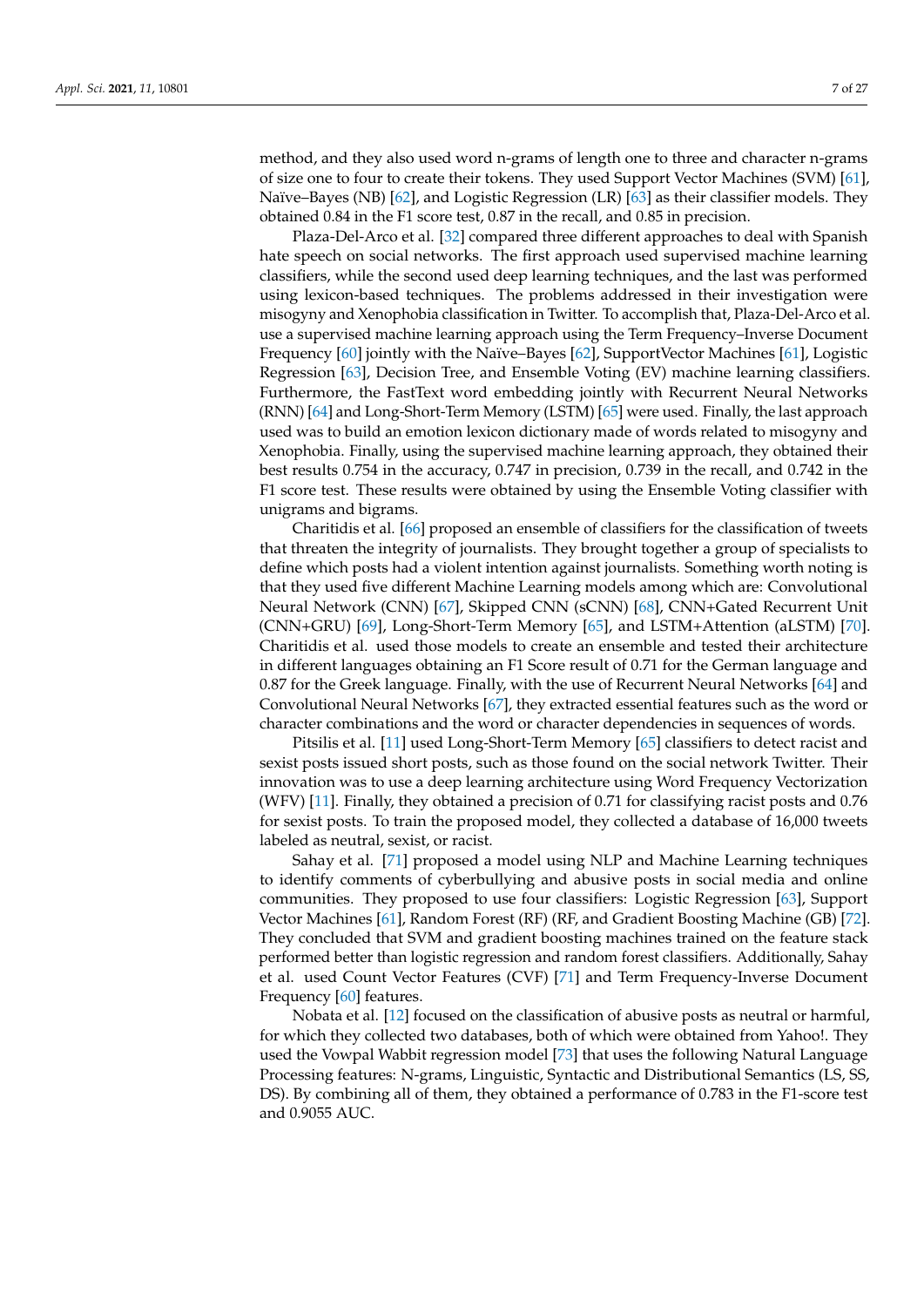method, and they also used word n-grams of length one to three and character n-grams of size one to four to create their tokens. They used Support Vector Machines (SVM) [61], Naïve–Bayes (NB) [62], and Logistic Regression (LR) [63] as their classifier models. They obtained 0.84 in the F1 score test, 0.87 in the recall, and 0.85 in precision.

Plaza-Del-Arco et al. [32] compared three different approaches to deal with Spanish hate speech on social networks. The first approach used supervised machine learning classifiers, while the second used deep learning techniques, and the last was performed using lexicon-based techniques. The problems addressed in their investigation were misogyny and Xenophobia classification in Twitter. To accomplish that, Plaza-Del-Arco et al. use a supervised machine learning approach using the Term Frequency–Inverse Document Frequency [60] jointly with the Naïve–Bayes [62], SupportVector Machines [61], Logistic Regression [63], Decision Tree, and Ensemble Voting (EV) machine learning classifiers. Furthermore, the FastText word embedding jointly with Recurrent Neural Networks (RNN) [64] and Long-Short-Term Memory (LSTM) [65] were used. Finally, the last approach used was to build an emotion lexicon dictionary made of words related to misogyny and Xenophobia. Finally, using the supervised machine learning approach, they obtained their best results 0.754 in the accuracy, 0.747 in precision, 0.739 in the recall, and 0.742 in the F1 score test. These results were obtained by using the Ensemble Voting classifier with unigrams and bigrams.

Charitidis et al. [66] proposed an ensemble of classifiers for the classification of tweets that threaten the integrity of journalists. They brought together a group of specialists to define which posts had a violent intention against journalists. Something worth noting is that they used five different Machine Learning models among which are: Convolutional Neural Network (CNN) [67], Skipped CNN (sCNN) [68], CNN+Gated Recurrent Unit (CNN+GRU) [69], Long-Short-Term Memory [65], and LSTM+Attention (aLSTM) [70]. Charitidis et al. used those models to create an ensemble and tested their architecture in different languages obtaining an F1 Score result of 0.71 for the German language and 0.87 for the Greek language. Finally, with the use of Recurrent Neural Networks [64] and Convolutional Neural Networks [67], they extracted essential features such as the word or character combinations and the word or character dependencies in sequences of words.

Pitsilis et al. [11] used Long-Short-Term Memory [65] classifiers to detect racist and sexist posts issued short posts, such as those found on the social network Twitter. Their innovation was to use a deep learning architecture using Word Frequency Vectorization (WFV) [11]. Finally, they obtained a precision of 0.71 for classifying racist posts and 0.76 for sexist posts. To train the proposed model, they collected a database of 16,000 tweets labeled as neutral, sexist, or racist.

Sahay et al. [71] proposed a model using NLP and Machine Learning techniques to identify comments of cyberbullying and abusive posts in social media and online communities. They proposed to use four classifiers: Logistic Regression [63], Support Vector Machines [61], Random Forest (RF) (RF, and Gradient Boosting Machine (GB) [72]. They concluded that SVM and gradient boosting machines trained on the feature stack performed better than logistic regression and random forest classifiers. Additionally, Sahay et al. used Count Vector Features (CVF) [71] and Term Frequency-Inverse Document Frequency [60] features.

Nobata et al. [12] focused on the classification of abusive posts as neutral or harmful, for which they collected two databases, both of which were obtained from Yahoo!. They used the Vowpal Wabbit regression model [73] that uses the following Natural Language Processing features: N-grams, Linguistic, Syntactic and Distributional Semantics (LS, SS, DS). By combining all of them, they obtained a performance of 0.783 in the F1-score test and 0.9055 AUC.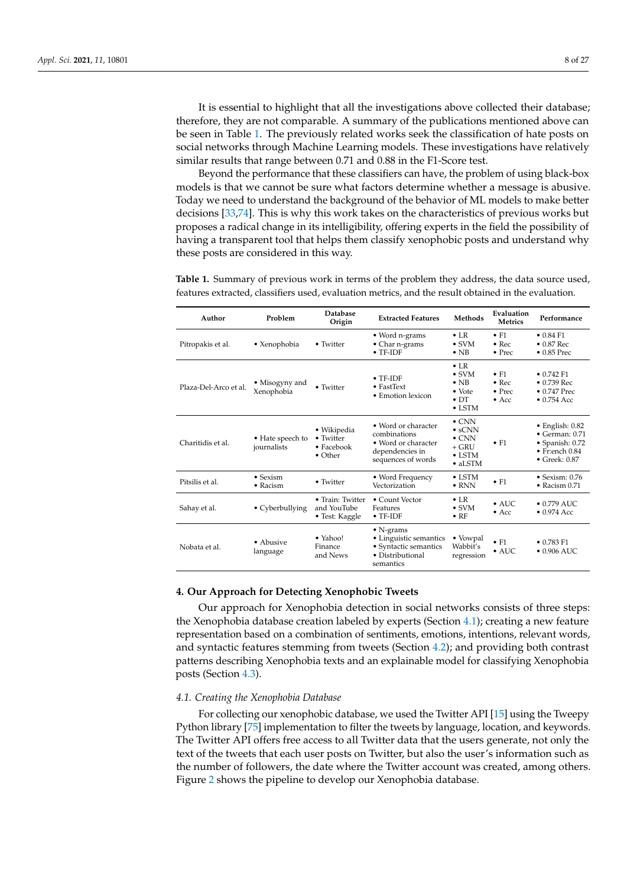It is essential to highlight that all the investigations above collected their database; therefore, they are not comparable. A summary of the publications mentioned above can be seen in Table 1. The previously related works seek the classification of hate posts on social networks through Machine Learning models. These investigations have relatively similar results that range between 0.71 and 0.88 in the F1-Score test.

Beyond the performance that these classifiers can have, the problem of using black-box models is that we cannot be sure what factors determine whether a message is abusive. Today we need to understand the background of the behavior of ML models to make better decisions [33,74]. This is why this work takes on the characteristics of previous works but proposes a radical change in its intelligibility, offering experts in the field the possibility of having a transparent tool that helps them classify xenophobic posts and understand why these posts are considered in this way.

**Table 1.** Summary of previous work in terms of the problem they address, the data source used, features extracted, classifiers used, evaluation metrics, and the result obtained in the evaluation.

| Author | Problem | Database Origin | Extracted Features | Methods | Evaluation Metrics | Performance |
|---|---|---|---|---|---|---|
| Pitropakis et al. | • Xenophobia | • Twitter | • Word n-grams<br>• Char n-grams<br>• TF-IDF | • LR<br>• SVM<br>• NB | • F1<br>• Rec<br>• Prec | • 0.84 F1<br>• 0.87 Rec<br>• 0.85 Prec |
| Plaza-Del-Arco et al. | • Misogyny and Xenophobia | • Twitter | • TF-IDF<br>• FastText<br>• Emotion lexicon | • LR<br>• SVM<br>• NB<br>• Vote<br>• DT<br>• LSTM | • F1<br>• Rec<br>• Prec<br>• Acc | • 0.742 F1<br>• 0.739 Rec<br>• 0.747 Prec<br>• 0.754 Acc |
| Charitidis et al. | • Hate speech to journalists | • Wikipedia<br>• Twitter<br>• Facebook<br>• Other | • Word or character combinations<br>• Word or character dependencies in sequences of words | • CNN<br>• sCNN<br>• CNN + GRU<br>• LSTM<br>• aLSTM | • F1 | • English: 0.82<br>• German: 0.71<br>• Spanish: 0.72<br>• Fr:ench 0.84<br>• Greek: 0.87 |
| Pitsilis et al. | • Sexism<br>• Racism | • Twitter | • Word Frequency Vectorization | • LSTM<br>• RNN | • F1 | • Sexism: 0.76<br>• Racism 0.71 |
| Sahay et al. | • Cyberbullying | • Train: Twitter and YouTube<br>• Test: Kaggle | • Count Vector Features<br>• TF-IDF | • LR<br>• SVM<br>• RF | • AUC<br>• Acc | • 0.779 AUC<br>• 0.974 Acc |
| Nobata et al. | • Abusive language | • Yahoo! Finance and News | • N-grams<br>• Linguistic semantics<br>• Syntactic semantics<br>• Distributional semantics | • Vowpal Wabbit's regression | • F1<br>• AUC | • 0.783 F1<br>• 0.906 AUC |

## 4. Our Approach for Detecting Xenophobic Tweets

Our approach for Xenophobia detection in social networks consists of three steps: the Xenophobia database creation labeled by experts (Section 4.1); creating a new feature representation based on a combination of sentiments, emotions, intentions, relevant words, and syntactic features stemming from tweets (Section 4.2); and providing both contrast patterns describing Xenophobia texts and an explainable model for classifying Xenophobia posts (Section 4.3).

### *4.1. Creating the Xenophobia Database*

For collecting our xenophobic database, we used the Twitter API [15] using the Tweepy Python library [75] implementation to filter the tweets by language, location, and keywords. The Twitter API offers free access to all Twitter data that the users generate, not only the text of the tweets that each user posts on Twitter, but also the user's information such as the number of followers, the date where the Twitter account was created, among others. Figure 2 shows the pipeline to develop our Xenophobia database.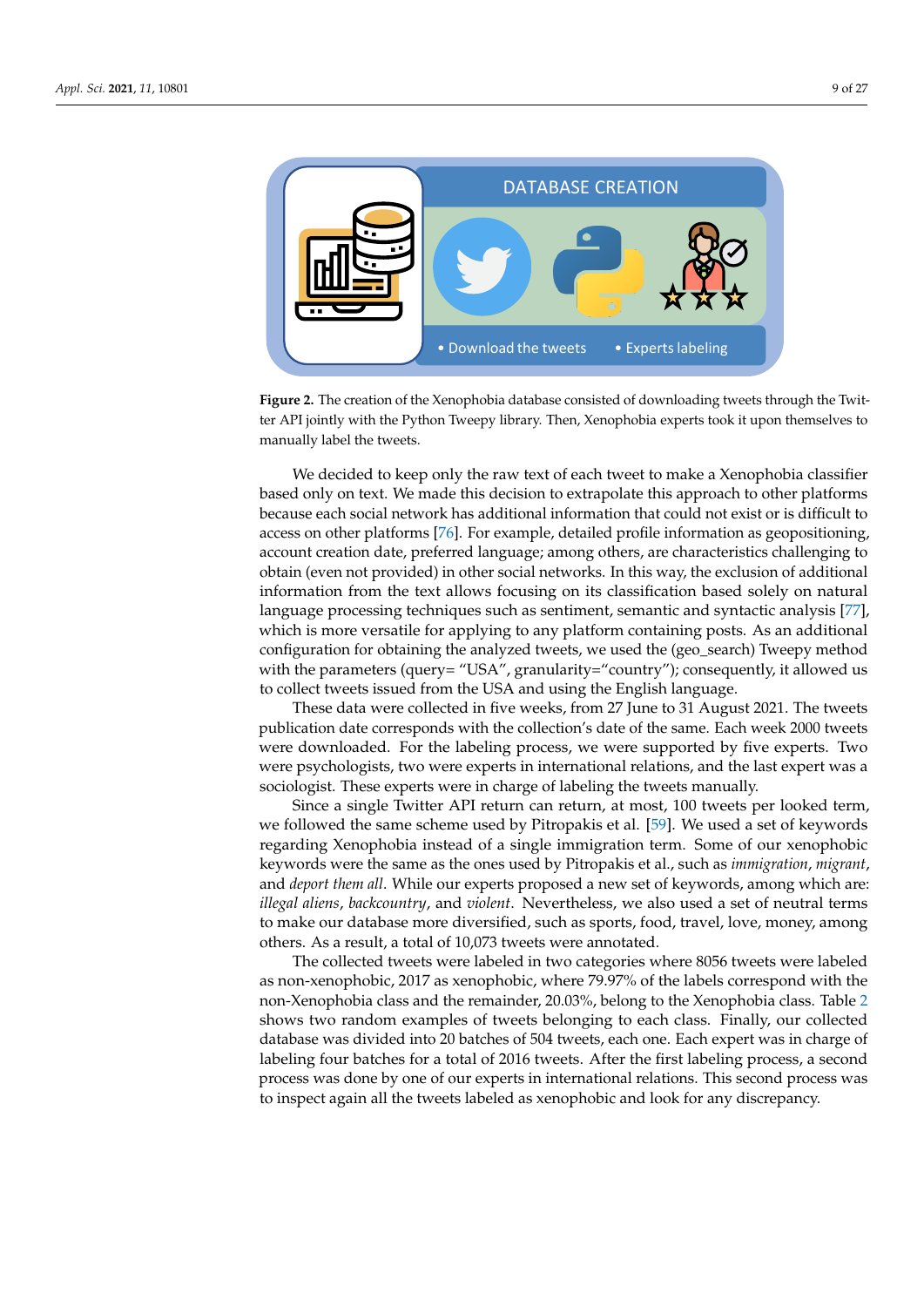**Figure 2.** The creation of the Xenophobia database consisted of downloading tweets through the Twitter API jointly with the Python Tweepy library. Then, Xenophobia experts took it upon themselves to manually label the tweets.

We decided to keep only the raw text of each tweet to make a Xenophobia classifier based only on text. We made this decision to extrapolate this approach to other platforms because each social network has additional information that could not exist or is difficult to access on other platforms [76]. For example, detailed profile information as geopositioning, account creation date, preferred language; among others, are characteristics challenging to obtain (even not provided) in other social networks. In this way, the exclusion of additional information from the text allows focusing on its classification based solely on natural language processing techniques such as sentiment, semantic and syntactic analysis [77], which is more versatile for applying to any platform containing posts. As an additional configuration for obtaining the analyzed tweets, we used the (geo_search) Tweepy method with the parameters (query= "USA", granularity="country"); consequently, it allowed us to collect tweets issued from the USA and using the English language.

These data were collected in five weeks, from 27 June to 31 August 2021. The tweets publication date corresponds with the collection's date of the same. Each week 2000 tweets were downloaded. For the labeling process, we were supported by five experts. Two were psychologists, two were experts in international relations, and the last expert was a sociologist. These experts were in charge of labeling the tweets manually.

Since a single Twitter API return can return, at most, 100 tweets per looked term, we followed the same scheme used by Pitropakis et al. [59]. We used a set of keywords regarding Xenophobia instead of a single immigration term. Some of our xenophobic keywords were the same as the ones used by Pitropakis et al., such as *immigration*, *migrant*, and *deport them all*. While our experts proposed a new set of keywords, among which are: *illegal aliens*, *backcountry*, and *violent*. Nevertheless, we also used a set of neutral terms to make our database more diversified, such as sports, food, travel, love, money, among others. As a result, a total of 10,073 tweets were annotated.

The collected tweets were labeled in two categories where 8056 tweets were labeled as non-xenophobic, 2017 as xenophobic, where 79.97% of the labels correspond with the non-Xenophobia class and the remainder, 20.03%, belong to the Xenophobia class. Table 2 shows two random examples of tweets belonging to each class. Finally, our collected database was divided into 20 batches of 504 tweets, each one. Each expert was in charge of labeling four batches for a total of 2016 tweets. After the first labeling process, a second process was done by one of our experts in international relations. This second process was to inspect again all the tweets labeled as xenophobic and look for any discrepancy.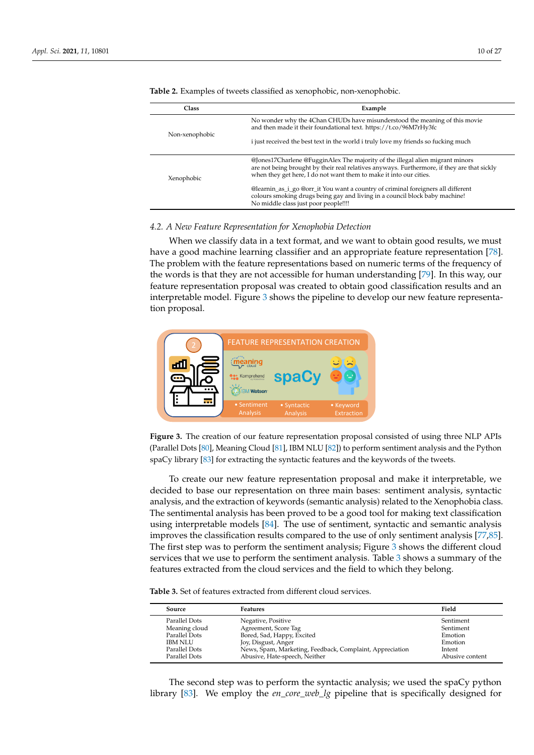**Table 2.** Examples of tweets classified as xenophobic, non-xenophobic.

| Class | Example |
|---|---|
| Non-xenophobic | No wonder why the 4Chan CHUDs have misunderstood the meaning of this movie and then made it their foundational text. https://t.co/96M7rHy3fc<br><br>i just received the best text in the world i truly love my friends so fucking much |
| Xenophobic | @Jones17Charlene @FugginAlex The majority of the illegal alien migrant minors are not being brought by their real relatives anyways. Furthermore, if they are that sickly when they get here, I do not want them to make it into our cities.<br><br>@learnin_as_i_go @orr_it You want a country of criminal foreigners all different colours smoking drugs being gay and living in a council block baby machine! No middle class just poor people!!!! |

### 4.2. A New Feature Representation for Xenophobia Detection

When we classify data in a text format, and we want to obtain good results, we must have a good machine learning classifier and an appropriate feature representation [78]. The problem with the feature representations based on numeric terms of the frequency of the words is that they are not accessible for human understanding [79]. In this way, our feature representation proposal was created to obtain good classification results and an interpretable model. Figure 3 shows the pipeline to develop our new feature representation proposal.

**Figure 3.** The creation of our feature representation proposal consisted of using three NLP APIs (Parallel Dots [80], Meaning Cloud [81], IBM NLU [82]) to perform sentiment analysis and the Python spaCy library [83] for extracting the syntactic features and the keywords of the tweets.

To create our new feature representation proposal and make it interpretable, we decided to base our representation on three main bases: sentiment analysis, syntactic analysis, and the extraction of keywords (semantic analysis) related to the Xenophobia class. The sentimental analysis has been proved to be a good tool for making text classification using interpretable models [84]. The use of sentiment, syntactic and semantic analysis improves the classification results compared to the use of only sentiment analysis [77,85]. The first step was to perform the sentiment analysis; Figure 3 shows the different cloud services that we use to perform the sentiment analysis. Table 3 shows a summary of the features extracted from the cloud services and the field to which they belong.

**Table 3.** Set of features extracted from different cloud services.

| Source | Features | Field |
|---|---|---|
| Parallel Dots | Negative, Positive | Sentiment |
| Meaning cloud | Agreement, Score Tag | Sentiment |
| Parallel Dots | Bored, Sad, Happy, Excited | Emotion |
| IBM NLU | Joy, Disgust, Anger | Emotion |
| Parallel Dots | News, Spam, Marketing, Feedback, Complaint, Appreciation | Intent |
| Parallel Dots | Abusive, Hate-speech, Neither | Abusive content |

The second step was to perform the syntactic analysis; we used the spaCy python library [83]. We employ the *en_core_web_lg* pipeline that is specifically designed for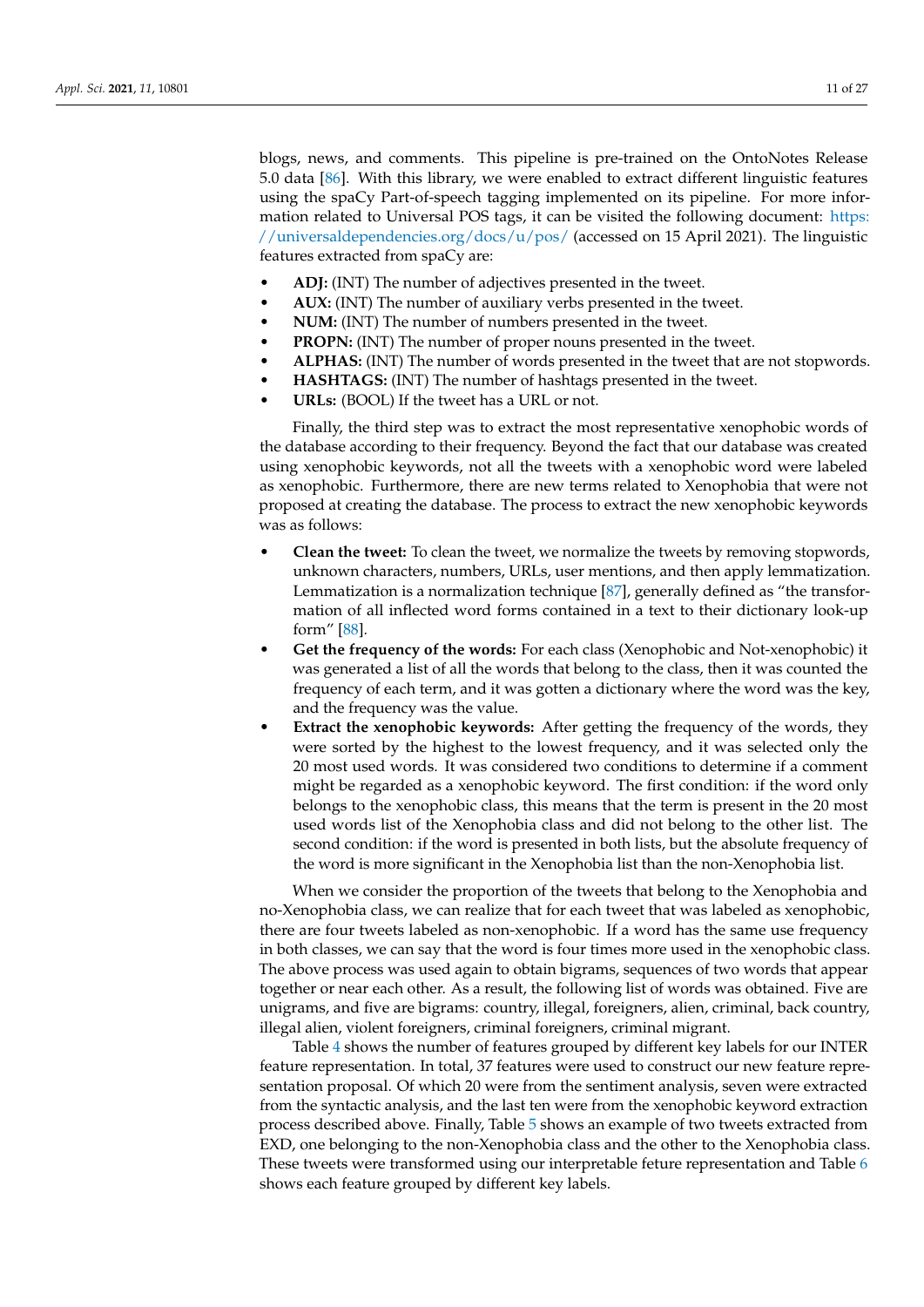blogs, news, and comments. This pipeline is pre-trained on the OntoNotes Release 5.0 data [86]. With this library, we were enabled to extract different linguistic features using the spaCy Part-of-speech tagging implemented on its pipeline. For more information related to Universal POS tags, it can be visited the following document: https://universaldependencies.org/docs/u/pos/ (accessed on 15 April 2021). The linguistic features extracted from spaCy are:

- **ADJ:** (INT) The number of adjectives presented in the tweet.
- **AUX:** (INT) The number of auxiliary verbs presented in the tweet.
- **NUM:** (INT) The number of numbers presented in the tweet.
- **PROPN:** (INT) The number of proper nouns presented in the tweet.
- **ALPHAS:** (INT) The number of words presented in the tweet that are not stopwords.
- **HASHTAGS:** (INT) The number of hashtags presented in the tweet.
- **URLs:** (BOOL) If the tweet has a URL or not.

Finally, the third step was to extract the most representative xenophobic words of the database according to their frequency. Beyond the fact that our database was created using xenophobic keywords, not all the tweets with a xenophobic word were labeled as xenophobic. Furthermore, there are new terms related to Xenophobia that were not proposed at creating the database. The process to extract the new xenophobic keywords was as follows:

- **Clean the tweet:** To clean the tweet, we normalize the tweets by removing stopwords, unknown characters, numbers, URLs, user mentions, and then apply lemmatization. Lemmatization is a normalization technique [87], generally defined as "the transformation of all inflected word forms contained in a text to their dictionary look-up form" [88].
- **Get the frequency of the words:** For each class (Xenophobic and Not-xenophobic) it was generated a list of all the words that belong to the class, then it was counted the frequency of each term, and it was gotten a dictionary where the word was the key, and the frequency was the value.
- **Extract the xenophobic keywords:** After getting the frequency of the words, they were sorted by the highest to the lowest frequency, and it was selected only the 20 most used words. It was considered two conditions to determine if a comment might be regarded as a xenophobic keyword. The first condition: if the word only belongs to the xenophobic class, this means that the term is present in the 20 most used words list of the Xenophobia class and did not belong to the other list. The second condition: if the word is presented in both lists, but the absolute frequency of the word is more significant in the Xenophobia list than the non-Xenophobia list.

When we consider the proportion of the tweets that belong to the Xenophobia and no-Xenophobia class, we can realize that for each tweet that was labeled as xenophobic, there are four tweets labeled as non-xenophobic. If a word has the same use frequency in both classes, we can say that the word is four times more used in the xenophobic class. The above process was used again to obtain bigrams, sequences of two words that appear together or near each other. As a result, the following list of words was obtained. Five are unigrams, and five are bigrams: country, illegal, foreigners, alien, criminal, back country, illegal alien, violent foreigners, criminal foreigners, criminal migrant.

Table 4 shows the number of features grouped by different key labels for our INTER feature representation. In total, 37 features were used to construct our new feature representation proposal. Of which 20 were from the sentiment analysis, seven were extracted from the syntactic analysis, and the last ten were from the xenophobic keyword extraction process described above. Finally, Table 5 shows an example of two tweets extracted from EXD, one belonging to the non-Xenophobia class and the other to the Xenophobia class. These tweets were transformed using our interpretable feture representation and Table 6 shows each feature grouped by different key labels.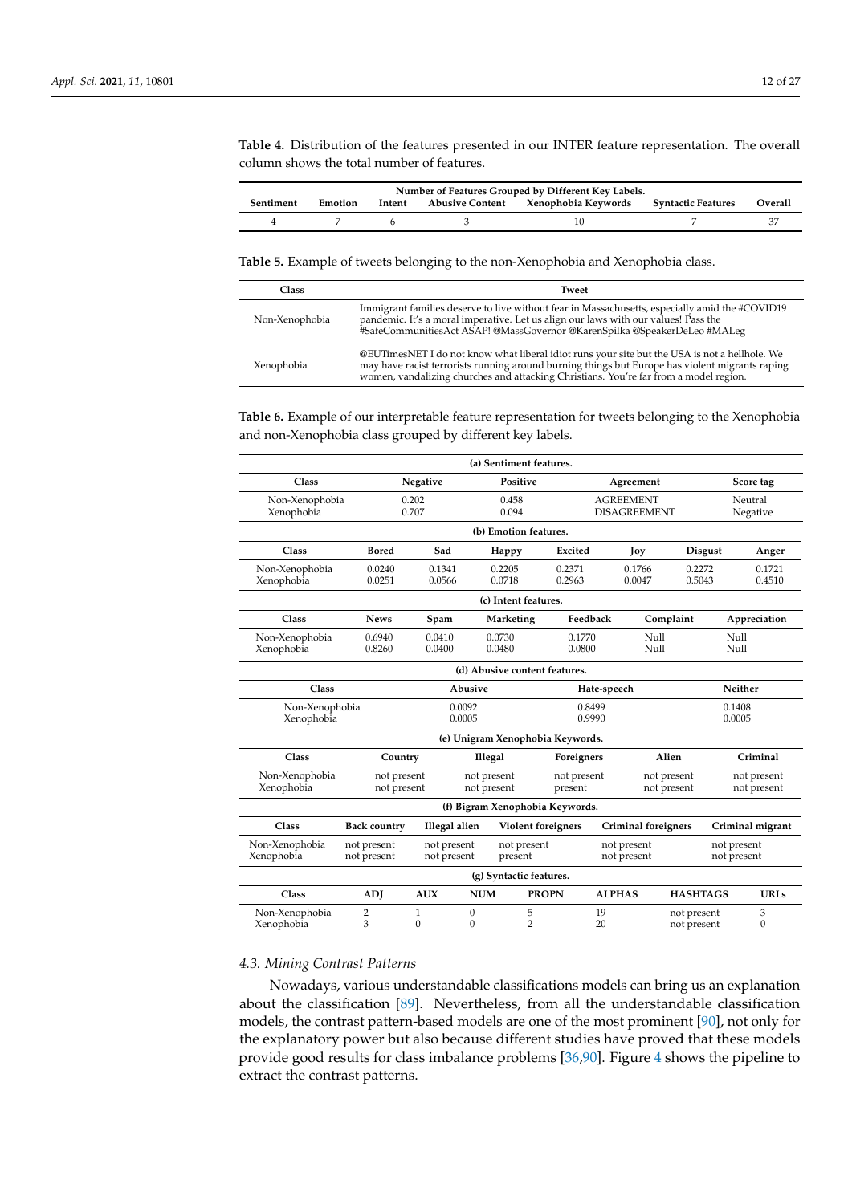**Table 4.** Distribution of the features presented in our INTER feature representation. The overall column shows the total number of features.

| Number of Features Grouped by Different Key Labels. | | | | | | |
|---|---|---|---|---|---|---|
| Sentiment | Emotion | Intent | Abusive Content | Xenophobia Keywords | Syntactic Features | Overall |
| 4 | 7 | 6 | 3 | 10 | 7 | 37 |

**Table 5.** Example of tweets belonging to the non-Xenophobia and Xenophobia class.

| Class | Tweet |
|---|---|
| Non-Xenophobia | Immigrant families deserve to live without fear in Massachusetts, especially amid the #COVID19 pandemic. It's a moral imperative. Let us align our laws with our values! Pass the #SafeCommunitiesAct ASAP! @MassGovernor @KarenSpilka @SpeakerDeLeo #MALeg |
| Xenophobia | @EUTimesNET I do not know what liberal idiot runs your site but the USA is not a hellhole. We may have racist terrorists running around burning things but Europe has violent migrants raping women, vandalizing churches and attacking Christians. You're far from a model region. |

**Table 6.** Example of our interpretable feature representation for tweets belonging to the Xenophobia and non-Xenophobia class grouped by different key labels.

(a) Sentiment features.

| Class | Negative | Positive | Agreement | Score tag |
|---|---|---|---|---|
| Non-Xenophobia | 0.202 | 0.458 | AGREEMENT | Neutral |
| Xenophobia | 0.707 | 0.094 | DISAGREEMENT | Negative |

(b) Emotion features.

| Class | Bored | Sad | Happy | Excited | Joy | Disgust | Anger |
|---|---|---|---|---|---|---|---|
| Non-Xenophobia | 0.0240 | 0.1341 | 0.2205 | 0.2371 | 0.1766 | 0.2272 | 0.1721 |
| Xenophobia | 0.0251 | 0.0566 | 0.0718 | 0.2963 | 0.0047 | 0.5043 | 0.4510 |

(c) Intent features.

| Class | News | Spam | Marketing | Feedback | Complaint | Appreciation |
|---|---|---|---|---|---|---|
| Non-Xenophobia | 0.6940 | 0.0410 | 0.0730 | 0.1770 | Null | Null |
| Xenophobia | 0.8260 | 0.0400 | 0.0480 | 0.0800 | Null | Null |

(d) Abusive content features.

| Class | Abusive | Hate-speech | Neither |
|---|---|---|---|
| Non-Xenophobia | 0.0092 | 0.8499 | 0.1408 |
| Xenophobia | 0.0005 | 0.9990 | 0.0005 |

(e) Unigram Xenophobia Keywords.

| Class | Country | Illegal | Foreigners | Alien | Criminal |
|---|---|---|---|---|---|
| Non-Xenophobia | not present | not present | not present | not present | not present |
| Xenophobia | not present | not present | present | not present | not present |

(f) Bigram Xenophobia Keywords.

| Class | Back country | Illegal alien | Violent foreigners | Criminal foreigners | Criminal migrant |
|---|---|---|---|---|---|
| Non-Xenophobia | not present | not present | not present | not present | not present |
| Xenophobia | not present | not present | present | not present | not present |

(g) Syntactic features.

| Class | ADJ | AUX | NUM | PROPN | ALPHAS | HASHTAGS | URLs |
|---|---|---|---|---|---|---|---|
| Non-Xenophobia | 2 | 1 | 0 | 5 | 19 | not present | 3 |
| Xenophobia | 3 | 0 | 0 | 2 | 20 | not present | 0 |

### 4.3. Mining Contrast Patterns

Nowadays, various understandable classifications models can bring us an explanation about the classification [89]. Nevertheless, from all the understandable classification models, the contrast pattern-based models are one of the most prominent [90], not only for the explanatory power but also because different studies have proved that these models provide good results for class imbalance problems [36,90]. Figure 4 shows the pipeline to extract the contrast patterns.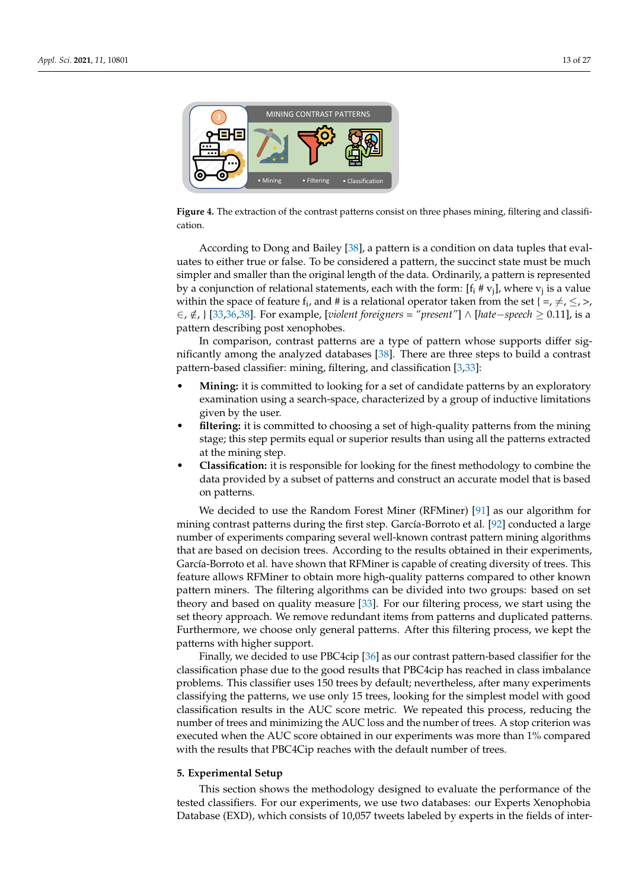Figure 4. The extraction of the contrast patterns consist on three phases mining, filtering and classification.

According to Dong and Bailey [38], a pattern is a condition on data tuples that evaluates to either true or false. To be considered a pattern, the succinct state must be much simpler and smaller than the original length of the data. Ordinarily, a pattern is represented by a conjunction of relational statements, each with the form: $[f_i \# v_j]$, where $v_j$ is a value within the space of feature $f_i$, and # is a relational operator taken from the set $\{=, \neq, \leq, >, \in, \notin, \}$ [33,36,38]. For example, [*violent foreigners = "present"*] $\wedge$ [*hate−speech* $\geq 0.11$], is a pattern describing post xenophobes.

In comparison, contrast patterns are a type of pattern whose supports differ significantly among the analyzed databases [38]. There are three steps to build a contrast pattern-based classifier: mining, filtering, and classification [3,33]:

- **Mining:** it is committed to looking for a set of candidate patterns by an exploratory examination using a search-space, characterized by a group of inductive limitations given by the user.
- **filtering:** it is committed to choosing a set of high-quality patterns from the mining stage; this step permits equal or superior results than using all the patterns extracted at the mining step.
- **Classification:** it is responsible for looking for the finest methodology to combine the data provided by a subset of patterns and construct an accurate model that is based on patterns.

We decided to use the Random Forest Miner (RFMiner) [91] as our algorithm for mining contrast patterns during the first step. García-Borroto et al. [92] conducted a large number of experiments comparing several well-known contrast pattern mining algorithms that are based on decision trees. According to the results obtained in their experiments, García-Borroto et al. have shown that RFMiner is capable of creating diversity of trees. This feature allows RFMiner to obtain more high-quality patterns compared to other known pattern miners. The filtering algorithms can be divided into two groups: based on set theory and based on quality measure [33]. For our filtering process, we start using the set theory approach. We remove redundant items from patterns and duplicated patterns. Furthermore, we choose only general patterns. After this filtering process, we kept the patterns with higher support.

Finally, we decided to use PBC4cip [36] as our contrast pattern-based classifier for the classification phase due to the good results that PBC4cip has reached in class imbalance problems. This classifier uses 150 trees by default; nevertheless, after many experiments classifying the patterns, we use only 15 trees, looking for the simplest model with good classification results in the AUC score metric. We repeated this process, reducing the number of trees and minimizing the AUC loss and the number of trees. A stop criterion was executed when the AUC score obtained in our experiments was more than 1% compared with the results that PBC4Cip reaches with the default number of trees.

## 5. Experimental Setup

This section shows the methodology designed to evaluate the performance of the tested classifiers. For our experiments, we use two databases: our Experts Xenophobia Database (EXD), which consists of 10,057 tweets labeled by experts in the fields of inter-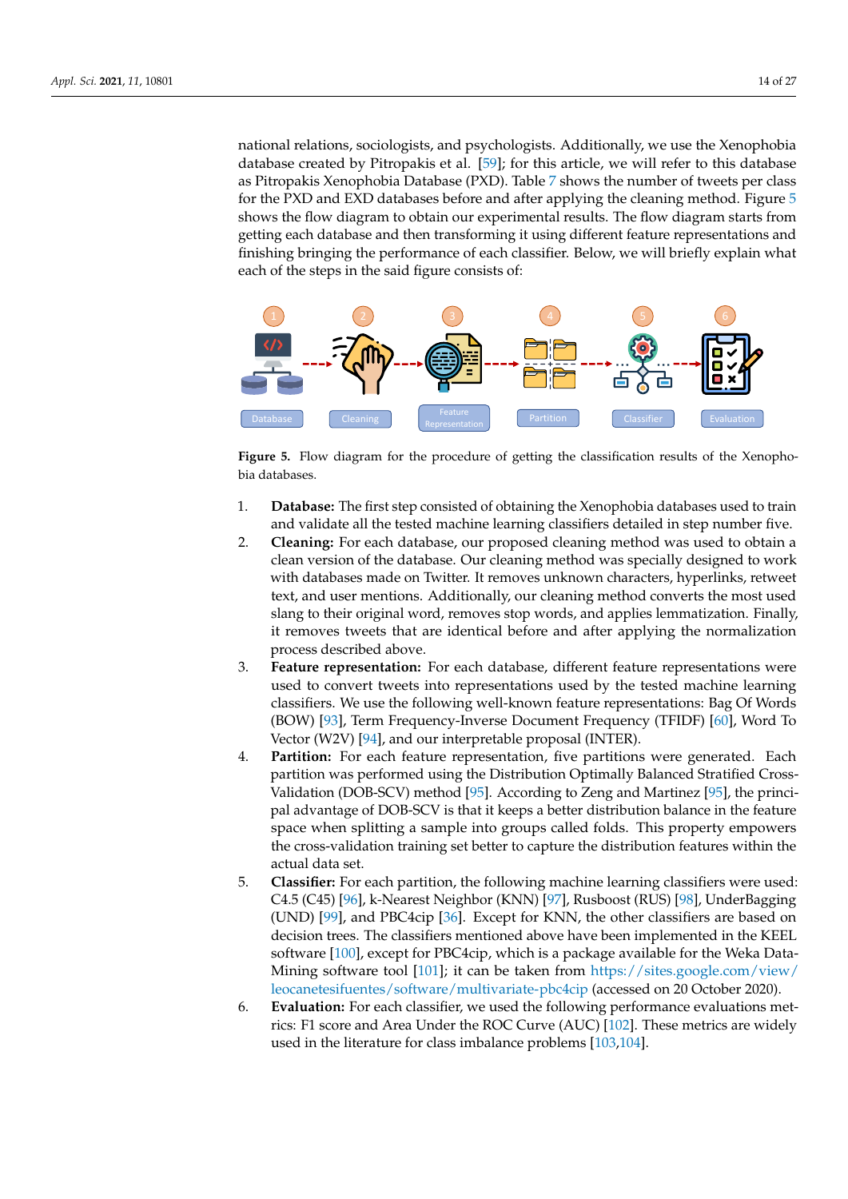national relations, sociologists, and psychologists. Additionally, we use the Xenophobia database created by Pitropakis et al. [59]; for this article, we will refer to this database as Pitropakis Xenophobia Database (PXD). Table 7 shows the number of tweets per class for the PXD and EXD databases before and after applying the cleaning method. Figure 5 shows the flow diagram to obtain our experimental results. The flow diagram starts from getting each database and then transforming it using different feature representations and finishing bringing the performance of each classifier. Below, we will briefly explain what each of the steps in the said figure consists of:

**Figure 5.** Flow diagram for the procedure of getting the classification results of the Xenophobia databases.

1. **Database:** The first step consisted of obtaining the Xenophobia databases used to train and validate all the tested machine learning classifiers detailed in step number five.
2. **Cleaning:** For each database, our proposed cleaning method was used to obtain a clean version of the database. Our cleaning method was specially designed to work with databases made on Twitter. It removes unknown characters, hyperlinks, retweet text, and user mentions. Additionally, our cleaning method converts the most used slang to their original word, removes stop words, and applies lemmatization. Finally, it removes tweets that are identical before and after applying the normalization process described above.
3. **Feature representation:** For each database, different feature representations were used to convert tweets into representations used by the tested machine learning classifiers. We use the following well-known feature representations: Bag Of Words (BOW) [93], Term Frequency-Inverse Document Frequency (TFIDF) [60], Word To Vector (W2V) [94], and our interpretable proposal (INTER).
4. **Partition:** For each feature representation, five partitions were generated. Each partition was performed using the Distribution Optimally Balanced Stratified Cross-Validation (DOB-SCV) method [95]. According to Zeng and Martinez [95], the principal advantage of DOB-SCV is that it keeps a better distribution balance in the feature space when splitting a sample into groups called folds. This property empowers the cross-validation training set better to capture the distribution features within the actual data set.
5. **Classifier:** For each partition, the following machine learning classifiers were used: C4.5 (C45) [96], k-Nearest Neighbor (KNN) [97], Rusboost (RUS) [98], UnderBagging (UND) [99], and PBC4cip [36]. Except for KNN, the other classifiers are based on decision trees. The classifiers mentioned above have been implemented in the KEEL software [100], except for PBC4cip, which is a package available for the Weka Data-Mining software tool [101]; it can be taken from https://sites.google.com/view/leocanetesifuentes/software/multivariate-pbc4cip (accessed on 20 October 2020).
6. **Evaluation:** For each classifier, we used the following performance evaluations metrics: F1 score and Area Under the ROC Curve (AUC) [102]. These metrics are widely used in the literature for class imbalance problems [103,104].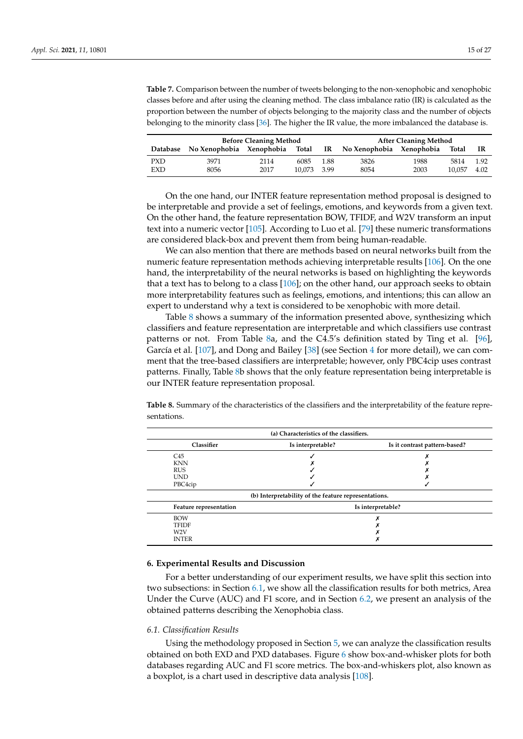**Table 7.** Comparison between the number of tweets belonging to the non-xenophobic and xenophobic classes before and after using the cleaning method. The class imbalance ratio (IR) is calculated as the proportion between the number of objects belonging to the majority class and the number of objects belonging to the minority class [36]. The higher the IR value, the more imbalanced the database is.

| | Before Cleaning Method | | | | After Cleaning Method | | | |
|---|---|---|---|---|---|---|---|---|
| **Database** | **No Xenophobia** | **Xenophobia** | **Total** | **IR** | **No Xenophobia** | **Xenophobia** | **Total** | **IR** |
| PXD | 3971 | 2114 | 6085 | 1.88 | 3826 | 1988 | 5814 | 1.92 |
| EXD | 8056 | 2017 | 10,073 | 3.99 | 8054 | 2003 | 10,057 | 4.02 |

On the one hand, our INTER feature representation method proposal is designed to be interpretable and provide a set of feelings, emotions, and keywords from a given text. On the other hand, the feature representation BOW, TFIDF, and W2V transform an input text into a numeric vector [105]. According to Luo et al. [79] these numeric transformations are considered black-box and prevent them from being human-readable.

We can also mention that there are methods based on neural networks built from the numeric feature representation methods achieving interpretable results [106]. On the one hand, the interpretability of the neural networks is based on highlighting the keywords that a text has to belong to a class [106]; on the other hand, our approach seeks to obtain more interpretability features such as feelings, emotions, and intentions; this can allow an expert to understand why a text is considered to be xenophobic with more detail.

Table 8 shows a summary of the information presented above, synthesizing which classifiers and feature representation are interpretable and which classifiers use contrast patterns or not. From Table 8a, and the C4.5's definition stated by Ting et al. [96], García et al. [107], and Dong and Bailey [38] (see Section 4 for more detail), we can comment that the tree-based classifiers are interpretable; however, only PBC4cip uses contrast patterns. Finally, Table 8b shows that the only feature representation being interpretable is our INTER feature representation proposal.

**Table 8.** Summary of the characteristics of the classifiers and the interpretability of the feature representations.

**(a) Characteristics of the classifiers.**

| Classifier | Is it interpretable? | Is it contrast pattern-based? |
|---|---|---|
| C45 | ✓ | ✗ |
| KNN | ✗ | ✗ |
| RUS | ✓ | ✗ |
| UND | ✓ | ✗ |
| PBC4cip | ✓ | ✓ |

**(b) Interpretability of the feature representations.**

| Feature representation | Is it interpretable? |
|---|---|
| BOW | ✗ |
| TFIDF | ✗ |
| W2V | ✗ |
| INTER | ✗ |

## 6. Experimental Results and Discussion

For a better understanding of our experiment results, we have split this section into two subsections: in Section 6.1, we show all the classification results for both metrics, Area Under the Curve (AUC) and F1 score, and in Section 6.2, we present an analysis of the obtained patterns describing the Xenophobia class.

### *6.1. Classification Results*

Using the methodology proposed in Section 5, we can analyze the classification results obtained on both EXD and PXD databases. Figure 6 show box-and-whisker plots for both databases regarding AUC and F1 score metrics. The box-and-whiskers plot, also known as a boxplot, is a chart used in descriptive data analysis [108].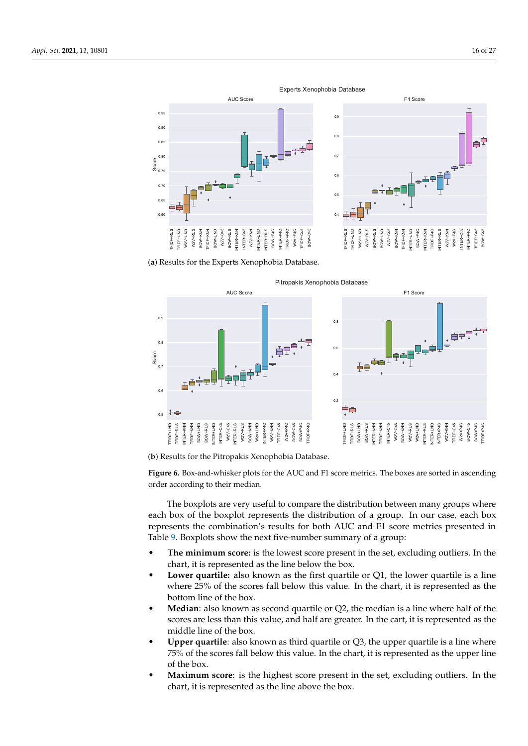(**a**) Results for the Experts Xenophobia Database.

(**b**) Results for the Pitropakis Xenophobia Database.

**Figure 6.** Box-and-whisker plots for the AUC and F1 score metrics. The boxes are sorted in ascending order according to their median.

The boxplots are very useful to compare the distribution between many groups where each box of the boxplot represents the distribution of a group. In our case, each box represents the combination's results for both AUC and F1 score metrics presented in Table 9. Boxplots show the next five-number summary of a group:

- **The minimum score:** is the lowest score present in the set, excluding outliers. In the chart, it is represented as the line below the box.
- **Lower quartile:** also known as the first quartile or Q1, the lower quartile is a line where 25% of the scores fall below this value. In the chart, it is represented as the bottom line of the box.
- **Median**: also known as second quartile or Q2, the median is a line where half of the scores are less than this value, and half are greater. In the cart, it is represented as the middle line of the box.
- **Upper quartile**: also known as third quartile or Q3, the upper quartile is a line where 75% of the scores fall below this value. In the chart, it is represented as the upper line of the box.
- **Maximum score**: is the highest score present in the set, excluding outliers. In the chart, it is represented as the line above the box.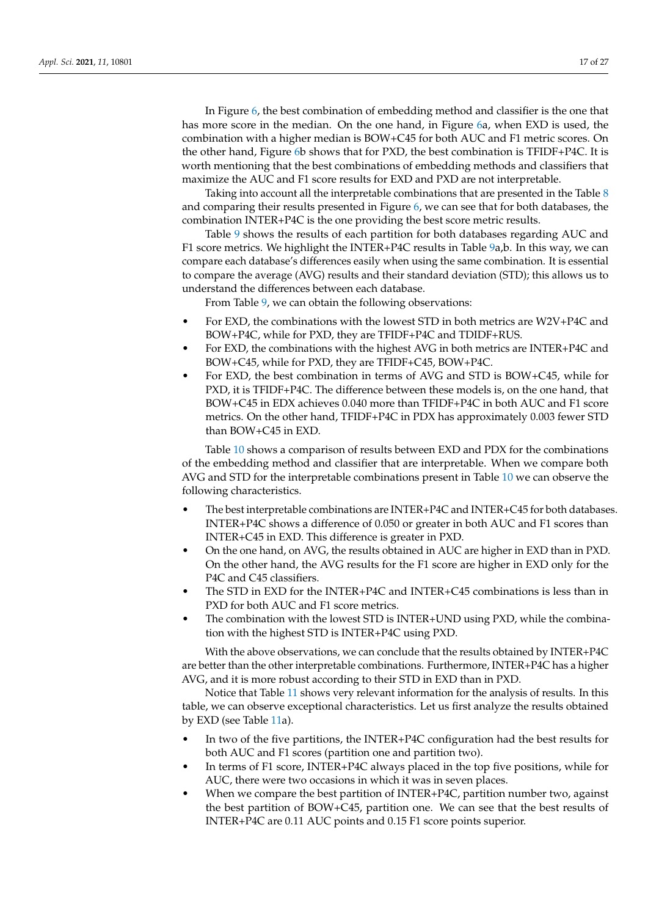In Figure 6, the best combination of embedding method and classifier is the one that has more score in the median. On the one hand, in Figure 6a, when EXD is used, the combination with a higher median is BOW+C45 for both AUC and F1 metric scores. On the other hand, Figure 6b shows that for PXD, the best combination is TFIDF+P4C. It is worth mentioning that the best combinations of embedding methods and classifiers that maximize the AUC and F1 score results for EXD and PXD are not interpretable.

Taking into account all the interpretable combinations that are presented in the Table 8 and comparing their results presented in Figure 6, we can see that for both databases, the combination INTER+P4C is the one providing the best score metric results.

Table 9 shows the results of each partition for both databases regarding AUC and F1 score metrics. We highlight the INTER+P4C results in Table 9a,b. In this way, we can compare each database's differences easily when using the same combination. It is essential to compare the average (AVG) results and their standard deviation (STD); this allows us to understand the differences between each database.

From Table 9, we can obtain the following observations:

- For EXD, the combinations with the lowest STD in both metrics are W2V+P4C and BOW+P4C, while for PXD, they are TFIDF+P4C and TDIDF+RUS.
- For EXD, the combinations with the highest AVG in both metrics are INTER+P4C and BOW+C45, while for PXD, they are TFIDF+C45, BOW+P4C.
- For EXD, the best combination in terms of AVG and STD is BOW+C45, while for PXD, it is TFIDF+P4C. The difference between these models is, on the one hand, that BOW+C45 in EDX achieves 0.040 more than TFIDF+P4C in both AUC and F1 score metrics. On the other hand, TFIDF+P4C in PDX has approximately 0.003 fewer STD than BOW+C45 in EXD.

Table 10 shows a comparison of results between EXD and PDX for the combinations of the embedding method and classifier that are interpretable. When we compare both AVG and STD for the interpretable combinations present in Table 10 we can observe the following characteristics.

- The best interpretable combinations are INTER+P4C and INTER+C45 for both databases. INTER+P4C shows a difference of 0.050 or greater in both AUC and F1 scores than INTER+C45 in EXD. This difference is greater in PXD.
- On the one hand, on AVG, the results obtained in AUC are higher in EXD than in PXD. On the other hand, the AVG results for the F1 score are higher in EXD only for the P4C and C45 classifiers.
- The STD in EXD for the INTER+P4C and INTER+C45 combinations is less than in PXD for both AUC and F1 score metrics.
- The combination with the lowest STD is INTER+UND using PXD, while the combination with the highest STD is INTER+P4C using PXD.

With the above observations, we can conclude that the results obtained by INTER+P4C are better than the other interpretable combinations. Furthermore, INTER+P4C has a higher AVG, and it is more robust according to their STD in EXD than in PXD.

Notice that Table 11 shows very relevant information for the analysis of results. In this table, we can observe exceptional characteristics. Let us first analyze the results obtained by EXD (see Table 11a).

- In two of the five partitions, the INTER+P4C configuration had the best results for both AUC and F1 scores (partition one and partition two).
- In terms of F1 score, INTER+P4C always placed in the top five positions, while for AUC, there were two occasions in which it was in seven places.
- When we compare the best partition of INTER+P4C, partition number two, against the best partition of BOW+C45, partition one. We can see that the best results of INTER+P4C are 0.11 AUC points and 0.15 F1 score points superior.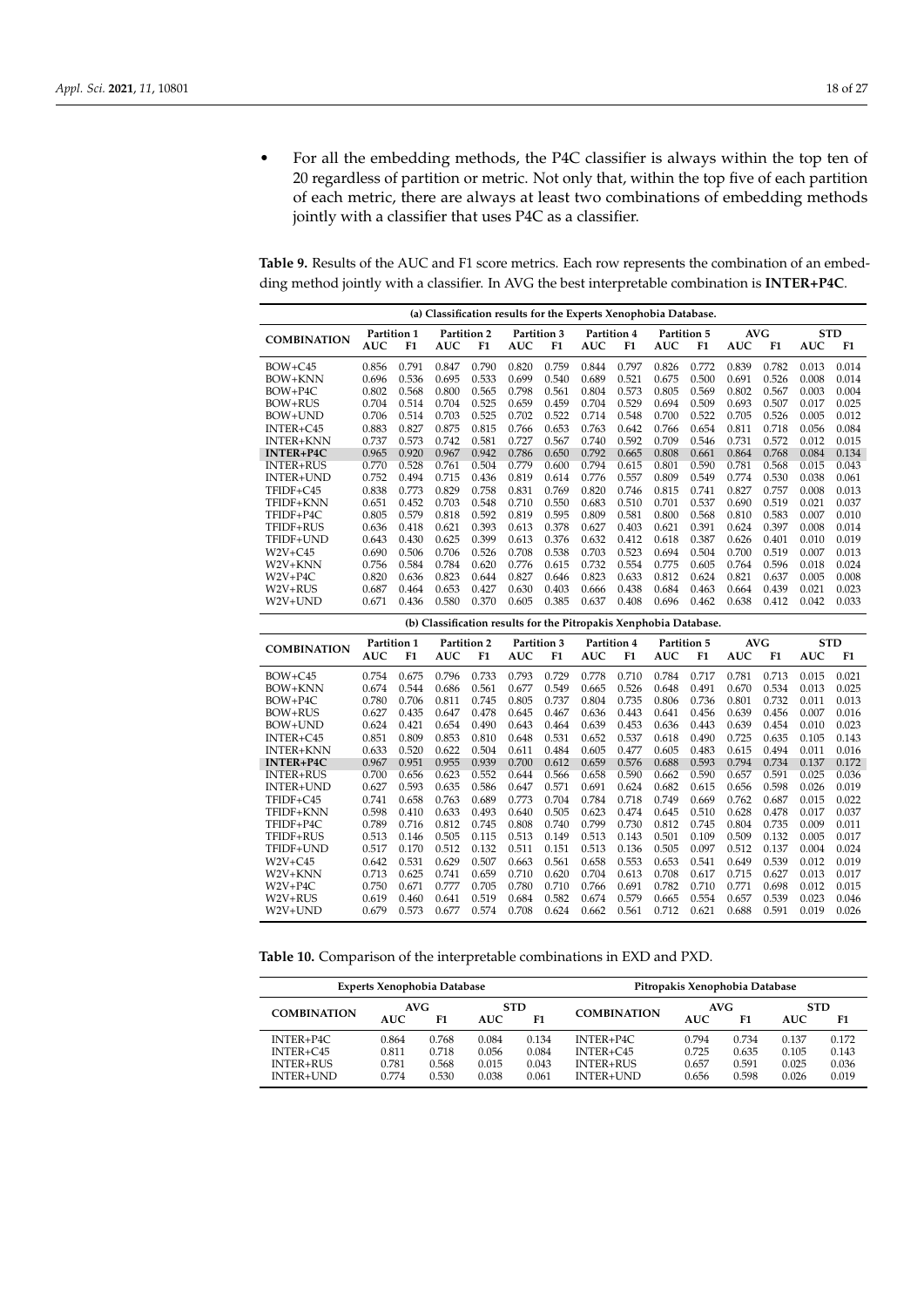- For all the embedding methods, the P4C classifier is always within the top ten of 20 regardless of partition or metric. Not only that, within the top five of each partition of each metric, there are always at least two combinations of embedding methods jointly with a classifier that uses P4C as a classifier.

**Table 9.** Results of the AUC and F1 score metrics. Each row represents the combination of an embedding method jointly with a classifier. In AVG the best interpretable combination is **INTER+P4C**.

(a) Classification results for the Experts Xenophobia Database.

| COMBINATION | Partition 1 | | Partition 2 | | Partition 3 | | Partition 4 | | Partition 5 | | AVG | | STD | |
|---|---|---|---|---|---|---|---|---|---|---|---|---|---|---|
| | AUC | F1 | AUC | F1 | AUC | F1 | AUC | F1 | AUC | F1 | AUC | F1 | AUC | F1 |
| BOW+C45 | 0.856 | 0.791 | 0.847 | 0.790 | 0.820 | 0.759 | 0.844 | 0.797 | 0.826 | 0.772 | 0.839 | 0.782 | 0.013 | 0.014 |
| BOW+KNN | 0.696 | 0.536 | 0.695 | 0.533 | 0.699 | 0.540 | 0.689 | 0.521 | 0.675 | 0.500 | 0.691 | 0.526 | 0.008 | 0.014 |
| BOW+P4C | 0.802 | 0.568 | 0.800 | 0.565 | 0.798 | 0.561 | 0.804 | 0.573 | 0.805 | 0.569 | 0.802 | 0.567 | 0.003 | 0.004 |
| BOW+RUS | 0.704 | 0.514 | 0.704 | 0.525 | 0.659 | 0.459 | 0.704 | 0.529 | 0.694 | 0.509 | 0.693 | 0.507 | 0.017 | 0.025 |
| BOW+UND | 0.706 | 0.514 | 0.703 | 0.525 | 0.702 | 0.522 | 0.714 | 0.548 | 0.700 | 0.522 | 0.705 | 0.526 | 0.005 | 0.012 |
| INTER+C45 | 0.883 | 0.827 | 0.875 | 0.815 | 0.766 | 0.653 | 0.763 | 0.642 | 0.766 | 0.654 | 0.811 | 0.718 | 0.056 | 0.084 |
| INTER+KNN | 0.737 | 0.573 | 0.742 | 0.581 | 0.727 | 0.567 | 0.740 | 0.592 | 0.709 | 0.546 | 0.731 | 0.572 | 0.012 | 0.015 |
| **INTER+P4C** | 0.965 | 0.920 | 0.967 | 0.942 | 0.786 | 0.650 | 0.792 | 0.665 | 0.808 | 0.661 | 0.864 | 0.768 | 0.084 | 0.134 |
| INTER+RUS | 0.770 | 0.528 | 0.761 | 0.504 | 0.779 | 0.600 | 0.794 | 0.615 | 0.801 | 0.590 | 0.781 | 0.568 | 0.015 | 0.043 |
| INTER+UND | 0.752 | 0.494 | 0.715 | 0.436 | 0.819 | 0.614 | 0.776 | 0.557 | 0.809 | 0.549 | 0.774 | 0.530 | 0.038 | 0.061 |
| TFIDF+C45 | 0.838 | 0.773 | 0.829 | 0.758 | 0.831 | 0.769 | 0.820 | 0.746 | 0.815 | 0.741 | 0.827 | 0.757 | 0.008 | 0.013 |
| TFIDF+KNN | 0.651 | 0.452 | 0.703 | 0.548 | 0.710 | 0.550 | 0.683 | 0.510 | 0.701 | 0.537 | 0.690 | 0.519 | 0.021 | 0.037 |
| TFIDF+P4C | 0.805 | 0.579 | 0.818 | 0.592 | 0.819 | 0.595 | 0.809 | 0.581 | 0.800 | 0.568 | 0.810 | 0.583 | 0.007 | 0.010 |
| TFIDF+RUS | 0.636 | 0.418 | 0.621 | 0.393 | 0.613 | 0.378 | 0.627 | 0.403 | 0.621 | 0.391 | 0.624 | 0.397 | 0.008 | 0.014 |
| TFIDF+UND | 0.643 | 0.430 | 0.625 | 0.399 | 0.613 | 0.376 | 0.632 | 0.412 | 0.618 | 0.387 | 0.626 | 0.401 | 0.010 | 0.019 |
| W2V+C45 | 0.690 | 0.506 | 0.706 | 0.526 | 0.708 | 0.538 | 0.703 | 0.523 | 0.694 | 0.504 | 0.700 | 0.519 | 0.007 | 0.013 |
| W2V+KNN | 0.756 | 0.584 | 0.784 | 0.620 | 0.776 | 0.615 | 0.732 | 0.554 | 0.775 | 0.605 | 0.764 | 0.596 | 0.018 | 0.024 |
| W2V+P4C | 0.820 | 0.636 | 0.823 | 0.644 | 0.827 | 0.646 | 0.823 | 0.633 | 0.812 | 0.624 | 0.821 | 0.637 | 0.005 | 0.008 |
| W2V+RUS | 0.687 | 0.464 | 0.653 | 0.427 | 0.630 | 0.403 | 0.666 | 0.438 | 0.684 | 0.463 | 0.664 | 0.439 | 0.021 | 0.023 |
| W2V+UND | 0.671 | 0.436 | 0.580 | 0.370 | 0.605 | 0.385 | 0.637 | 0.408 | 0.696 | 0.462 | 0.638 | 0.412 | 0.042 | 0.033 |

(b) Classification results for the Pitropakis Xenphobia Database.

| COMBINATION | Partition 1 | | Partition 2 | | Partition 3 | | Partition 4 | | Partition 5 | | AVG | | STD | |
|---|---|---|---|---|---|---|---|---|---|---|---|---|---|---|
| | AUC | F1 | AUC | F1 | AUC | F1 | AUC | F1 | AUC | F1 | AUC | F1 | AUC | F1 |
| BOW+C45 | 0.754 | 0.675 | 0.796 | 0.733 | 0.793 | 0.729 | 0.778 | 0.710 | 0.784 | 0.717 | 0.781 | 0.713 | 0.015 | 0.021 |
| BOW+KNN | 0.674 | 0.544 | 0.686 | 0.561 | 0.677 | 0.549 | 0.665 | 0.526 | 0.648 | 0.491 | 0.670 | 0.534 | 0.013 | 0.025 |
| BOW+P4C | 0.780 | 0.706 | 0.811 | 0.745 | 0.805 | 0.737 | 0.804 | 0.735 | 0.806 | 0.736 | 0.801 | 0.732 | 0.011 | 0.013 |
| BOW+RUS | 0.627 | 0.435 | 0.647 | 0.478 | 0.645 | 0.467 | 0.636 | 0.443 | 0.641 | 0.456 | 0.639 | 0.456 | 0.007 | 0.016 |
| BOW+UND | 0.624 | 0.421 | 0.654 | 0.490 | 0.643 | 0.464 | 0.639 | 0.453 | 0.636 | 0.443 | 0.639 | 0.454 | 0.010 | 0.023 |
| INTER+C45 | 0.851 | 0.809 | 0.853 | 0.810 | 0.648 | 0.531 | 0.652 | 0.537 | 0.618 | 0.490 | 0.725 | 0.635 | 0.105 | 0.143 |
| INTER+KNN | 0.633 | 0.520 | 0.622 | 0.504 | 0.611 | 0.484 | 0.605 | 0.477 | 0.605 | 0.483 | 0.615 | 0.494 | 0.011 | 0.016 |
| **INTER+P4C** | 0.967 | 0.951 | 0.955 | 0.939 | 0.700 | 0.612 | 0.659 | 0.576 | 0.688 | 0.593 | 0.794 | 0.734 | 0.137 | 0.172 |
| INTER+RUS | 0.700 | 0.656 | 0.623 | 0.552 | 0.644 | 0.566 | 0.658 | 0.590 | 0.662 | 0.590 | 0.657 | 0.591 | 0.025 | 0.036 |
| INTER+UND | 0.627 | 0.593 | 0.635 | 0.586 | 0.647 | 0.571 | 0.691 | 0.624 | 0.682 | 0.615 | 0.656 | 0.598 | 0.026 | 0.019 |
| TFIDF+C45 | 0.741 | 0.658 | 0.763 | 0.689 | 0.773 | 0.704 | 0.784 | 0.718 | 0.749 | 0.669 | 0.762 | 0.687 | 0.015 | 0.022 |
| TFIDF+KNN | 0.598 | 0.410 | 0.633 | 0.493 | 0.640 | 0.505 | 0.623 | 0.474 | 0.645 | 0.510 | 0.628 | 0.478 | 0.017 | 0.037 |
| TFIDF+P4C | 0.789 | 0.716 | 0.812 | 0.745 | 0.808 | 0.740 | 0.799 | 0.730 | 0.812 | 0.745 | 0.804 | 0.735 | 0.009 | 0.011 |
| TFIDF+RUS | 0.513 | 0.146 | 0.505 | 0.115 | 0.513 | 0.149 | 0.513 | 0.143 | 0.501 | 0.109 | 0.509 | 0.132 | 0.005 | 0.017 |
| TFIDF+UND | 0.517 | 0.170 | 0.512 | 0.132 | 0.511 | 0.151 | 0.513 | 0.136 | 0.505 | 0.097 | 0.512 | 0.137 | 0.004 | 0.024 |
| W2V+C45 | 0.642 | 0.531 | 0.629 | 0.507 | 0.663 | 0.561 | 0.658 | 0.553 | 0.653 | 0.541 | 0.649 | 0.539 | 0.012 | 0.019 |
| W2V+KNN | 0.713 | 0.625 | 0.741 | 0.659 | 0.710 | 0.620 | 0.704 | 0.613 | 0.708 | 0.617 | 0.715 | 0.627 | 0.013 | 0.017 |
| W2V+P4C | 0.750 | 0.671 | 0.777 | 0.705 | 0.780 | 0.710 | 0.766 | 0.691 | 0.782 | 0.710 | 0.771 | 0.698 | 0.012 | 0.015 |
| W2V+RUS | 0.619 | 0.460 | 0.641 | 0.519 | 0.684 | 0.582 | 0.674 | 0.579 | 0.665 | 0.554 | 0.657 | 0.539 | 0.023 | 0.046 |
| W2V+UND | 0.679 | 0.573 | 0.677 | 0.574 | 0.708 | 0.624 | 0.662 | 0.561 | 0.712 | 0.621 | 0.688 | 0.591 | 0.019 | 0.026 |

**Table 10.** Comparison of the interpretable combinations in EXD and PXD.

| Experts Xenophobia Database | | | | | Pitropakis Xenophobia Database | | | | |
|---|---|---|---|---|---|---|---|---|---|
| COMBINATION | AVG | | STD | | COMBINATION | AVG | | STD | |
| | AUC | F1 | AUC | F1 | | AUC | F1 | AUC | F1 |
| INTER+P4C | 0.864 | 0.768 | 0.084 | 0.134 | INTER+P4C | 0.794 | 0.734 | 0.137 | 0.172 |
| INTER+C45 | 0.811 | 0.718 | 0.056 | 0.084 | INTER+C45 | 0.725 | 0.635 | 0.105 | 0.143 |
| INTER+RUS | 0.781 | 0.568 | 0.015 | 0.043 | INTER+RUS | 0.657 | 0.591 | 0.025 | 0.036 |
| INTER+UND | 0.774 | 0.530 | 0.038 | 0.061 | INTER+UND | 0.656 | 0.598 | 0.026 | 0.019 |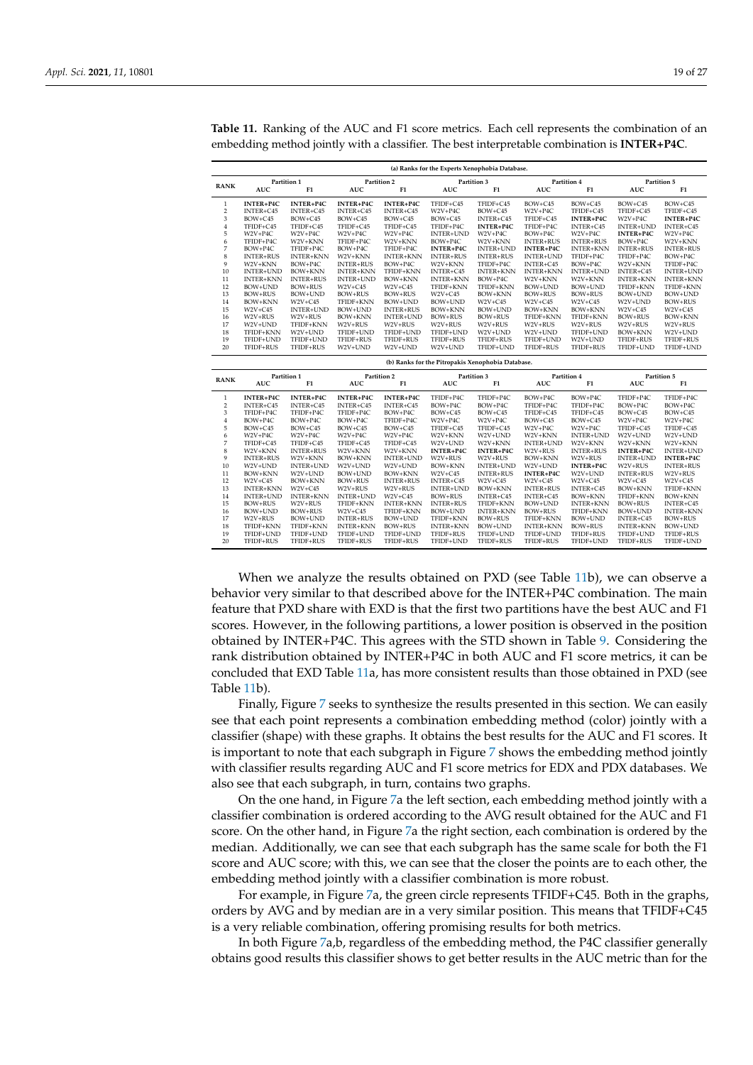**Table 11.** Ranking of the AUC and F1 score metrics. Each cell represents the combination of an embedding method jointly with a classifier. The best interpretable combination is **INTER+P4C**.

(a) Ranks for the Experts Xenophobia Database.

| RANK | Partition 1 | | Partition 2 | | Partition 3 | | Partition 4 | | Partition 5 | |
|---|---|---|---|---|---|---|---|---|---|---|
| | AUC | F1 | AUC | F1 | AUC | F1 | AUC | F1 | AUC | F1 |
| 1 | **INTER+P4C** | **INTER+P4C** | **INTER+P4C** | **INTER+P4C** | TFIDF+C45 | TFIDF+C45 | BOW+C45 | BOW+C45 | BOW+C45 | BOW+C45 |
| 2 | INTER+C45 | INTER+C45 | INTER+C45 | INTER+C45 | W2V+P4C | BOW+C45 | W2V+P4C | TFIDF+C45 | TFIDF+C45 | TFIDF+C45 |
| 3 | BOW+C45 | BOW+C45 | BOW+C45 | BOW+C45 | BOW+C45 | INTER+C45 | TFIDF+C45 | **INTER+P4C** | W2V+P4C | **INTER+P4C** |
| 4 | TFIDF+C45 | TFIDF+C45 | TFIDF+C45 | TFIDF+C45 | TFIDF+P4C | **INTER+P4C** | TFIDF+P4C | INTER+C45 | INTER+UND | INTER+C45 |
| 5 | W2V+P4C | W2V+P4C | W2V+P4C | W2V+P4C | INTER+UND | W2V+P4C | BOW+P4C | W2V+P4C | **INTER+P4C** | W2V+P4C |
| 6 | TFIDF+P4C | W2V+KNN | TFIDF+P4C | W2V+KNN | BOW+P4C | W2V+KNN | INTER+RUS | INTER+RUS | BOW+P4C | W2V+KNN |
| 7 | BOW+P4C | TFIDF+P4C | BOW+P4C | TFIDF+P4C | **INTER+P4C** | INTER+UND | **INTER+P4C** | INTER+KNN | INTER+RUS | INTER+RUS |
| 8 | INTER+RUS | INTER+KNN | W2V+KNN | INTER+KNN | INTER+RUS | INTER+RUS | INTER+UND | TFIDF+P4C | TFIDF+P4C | BOW+P4C |
| 9 | W2V+KNN | BOW+P4C | INTER+RUS | BOW+P4C | W2V+KNN | TFIDF+P4C | INTER+C45 | BOW+P4C | W2V+KNN | TFIDF+P4C |
| 10 | INTER+UND | BOW+KNN | INTER+KNN | TFIDF+KNN | INTER+C45 | INTER+KNN | INTER+KNN | INTER+UND | INTER+C45 | INTER+UND |
| 11 | INTER+KNN | INTER+RUS | INTER+UND | BOW+KNN | INTER+KNN | BOW+P4C | W2V+KNN | W2V+KNN | INTER+KNN | INTER+KNN |
| 12 | BOW+UND | BOW+RUS | W2V+C45 | W2V+C45 | TFIDF+KNN | TFIDF+KNN | BOW+UND | BOW+UND | TFIDF+KNN | TFIDF+KNN |
| 13 | BOW+RUS | BOW+UND | BOW+RUS | BOW+RUS | W2V+C45 | BOW+KNN | BOW+RUS | BOW+RUS | BOW+UND | BOW+UND |
| 14 | BOW+KNN | W2V+C45 | TFIDF+KNN | BOW+UND | BOW+UND | W2V+C45 | W2V+C45 | W2V+C45 | W2V+UND | BOW+RUS |
| 15 | W2V+C45 | INTER+UND | BOW+UND | INTER+RUS | BOW+KNN | BOW+UND | BOW+KNN | BOW+KNN | W2V+C45 | W2V+C45 |
| 16 | W2V+RUS | W2V+RUS | BOW+KNN | INTER+UND | BOW+RUS | BOW+RUS | TFIDF+KNN | TFIDF+KNN | BOW+RUS | BOW+KNN |
| 17 | W2V+UND | TFIDF+KNN | W2V+RUS | W2V+RUS | W2V+RUS | W2V+RUS | W2V+RUS | W2V+RUS | W2V+RUS | W2V+RUS |
| 18 | TFIDF+KNN | W2V+UND | TFIDF+UND | TFIDF+UND | TFIDF+UND | W2V+UND | W2V+UND | TFIDF+UND | BOW+KNN | W2V+UND |
| 19 | TFIDF+UND | TFIDF+UND | TFIDF+RUS | TFIDF+RUS | TFIDF+RUS | TFIDF+RUS | TFIDF+UND | W2V+UND | TFIDF+RUS | TFIDF+RUS |
| 20 | TFIDF+RUS | TFIDF+RUS | W2V+UND | W2V+UND | W2V+UND | TFIDF+UND | TFIDF+RUS | TFIDF+RUS | TFIDF+UND | TFIDF+UND |

(b) Ranks for the Pitropakis Xenophobia Database.

| RANK | Partition 1 | | Partition 2 | | Partition 3 | | Partition 4 | | Partition 5 | |
|---|---|---|---|---|---|---|---|---|---|---|
| | AUC | F1 | AUC | F1 | AUC | F1 | AUC | F1 | AUC | F1 |
| 1 | **INTER+P4C** | **INTER+P4C** | **INTER+P4C** | **INTER+P4C** | TFIDF+P4C | TFIDF+P4C | BOW+P4C | BOW+P4C | TFIDF+P4C | TFIDF+P4C |
| 2 | INTER+C45 | INTER+C45 | INTER+C45 | INTER+C45 | BOW+P4C | BOW+P4C | TFIDF+P4C | TFIDF+P4C | BOW+P4C | BOW+P4C |
| 3 | TFIDF+P4C | TFIDF+P4C | TFIDF+P4C | BOW+P4C | BOW+C45 | BOW+C45 | TFIDF+C45 | TFIDF+C45 | BOW+C45 | BOW+C45 |
| 4 | BOW+P4C | BOW+P4C | BOW+P4C | TFIDF+P4C | W2V+P4C | W2V+P4C | BOW+C45 | BOW+C45 | W2V+P4C | W2V+P4C |
| 5 | BOW+C45 | BOW+C45 | BOW+C45 | BOW+C45 | TFIDF+C45 | TFIDF+C45 | W2V+P4C | W2V+P4C | TFIDF+C45 | TFIDF+C45 |
| 6 | W2V+P4C | W2V+P4C | W2V+P4C | W2V+P4C | W2V+KNN | W2V+UND | W2V+KNN | INTER+UND | W2V+UND | W2V+UND |
| 7 | TFIDF+C45 | TFIDF+C45 | TFIDF+C45 | TFIDF+C45 | W2V+UND | W2V+KNN | INTER+UND | W2V+KNN | W2V+KNN | W2V+KNN |
| 8 | W2V+KNN | INTER+RUS | W2V+KNN | W2V+KNN | **INTER+P4C** | **INTER+P4C** | W2V+RUS | INTER+RUS | **INTER+P4C** | INTER+UND |
| 9 | INTER+RUS | W2V+KNN | BOW+KNN | INTER+UND | W2V+RUS | W2V+RUS | BOW+KNN | W2V+RUS | INTER+UND | **INTER+P4C** |
| 10 | W2V+UND | INTER+UND | W2V+UND | W2V+UND | BOW+KNN | INTER+UND | W2V+UND | **INTER+P4C** | W2V+RUS | INTER+RUS |
| 11 | BOW+KNN | W2V+UND | BOW+UND | BOW+KNN | W2V+C45 | INTER+RUS | **INTER+P4C** | W2V+UND | INTER+RUS | W2V+RUS |
| 12 | W2V+C45 | BOW+KNN | BOW+RUS | INTER+RUS | INTER+C45 | W2V+C45 | W2V+C45 | W2V+C45 | W2V+C45 | W2V+C45 |
| 13 | INTER+KNN | W2V+C45 | W2V+RUS | W2V+RUS | INTER+UND | BOW+KNN | INTER+RUS | INTER+C45 | BOW+KNN | TFIDF+KNN |
| 14 | INTER+UND | INTER+KNN | INTER+UND | W2V+C45 | BOW+RUS | INTER+C45 | INTER+C45 | BOW+KNN | TFIDF+KNN | BOW+KNN |
| 15 | BOW+RUS | W2V+RUS | TFIDF+KNN | INTER+KNN | INTER+RUS | TFIDF+KNN | BOW+UND | INTER+KNN | BOW+RUS | INTER+C45 |
| 16 | BOW+UND | BOW+RUS | W2V+C45 | TFIDF+KNN | BOW+UND | INTER+KNN | BOW+RUS | TFIDF+KNN | BOW+UND | INTER+KNN |
| 17 | W2V+RUS | BOW+UND | INTER+RUS | BOW+UND | TFIDF+KNN | BOW+RUS | TFIDF+KNN | BOW+UND | INTER+C45 | BOW+RUS |
| 18 | TFIDF+KNN | TFIDF+KNN | INTER+KNN | BOW+RUS | INTER+KNN | BOW+UND | INTER+KNN | BOW+RUS | INTER+KNN | BOW+UND |
| 19 | TFIDF+UND | TFIDF+UND | TFIDF+UND | TFIDF+UND | TFIDF+RUS | TFIDF+UND | TFIDF+UND | TFIDF+RUS | TFIDF+UND | TFIDF+RUS |
| 20 | TFIDF+RUS | TFIDF+RUS | TFIDF+RUS | TFIDF+RUS | TFIDF+UND | TFIDF+RUS | TFIDF+RUS | TFIDF+UND | TFIDF+RUS | TFIDF+UND |

When we analyze the results obtained on PXD (see Table 11b), we can observe a behavior very similar to that described above for the INTER+P4C combination. The main feature that PXD share with EXD is that the first two partitions have the best AUC and F1 scores. However, in the following partitions, a lower position is observed in the position obtained by INTER+P4C. This agrees with the STD shown in Table 9. Considering the rank distribution obtained by INTER+P4C in both AUC and F1 score metrics, it can be concluded that EXD Table 11a, has more consistent results than those obtained in PXD (see Table 11b).

Finally, Figure 7 seeks to synthesize the results presented in this section. We can easily see that each point represents a combination embedding method (color) jointly with a classifier (shape) with these graphs. It obtains the best results for the AUC and F1 scores. It is important to note that each subgraph in Figure 7 shows the embedding method jointly with classifier results regarding AUC and F1 score metrics for EDX and PDX databases. We also see that each subgraph, in turn, contains two graphs.

On the one hand, in Figure 7a the left section, each embedding method jointly with a classifier combination is ordered according to the AVG result obtained for the AUC and F1 score. On the other hand, in Figure 7a the right section, each combination is ordered by the median. Additionally, we can see that each subgraph has the same scale for both the F1 score and AUC score; with this, we can see that the closer the points are to each other, the embedding method jointly with a classifier combination is more robust.

For example, in Figure 7a, the green circle represents TFIDF+C45. Both in the graphs, orders by AVG and by median are in a very similar position. This means that TFIDF+C45 is a very reliable combination, offering promising results for both metrics.

In both Figure 7a,b, regardless of the embedding method, the P4C classifier generally obtains good results this classifier shows to get better results in the AUC metric than for the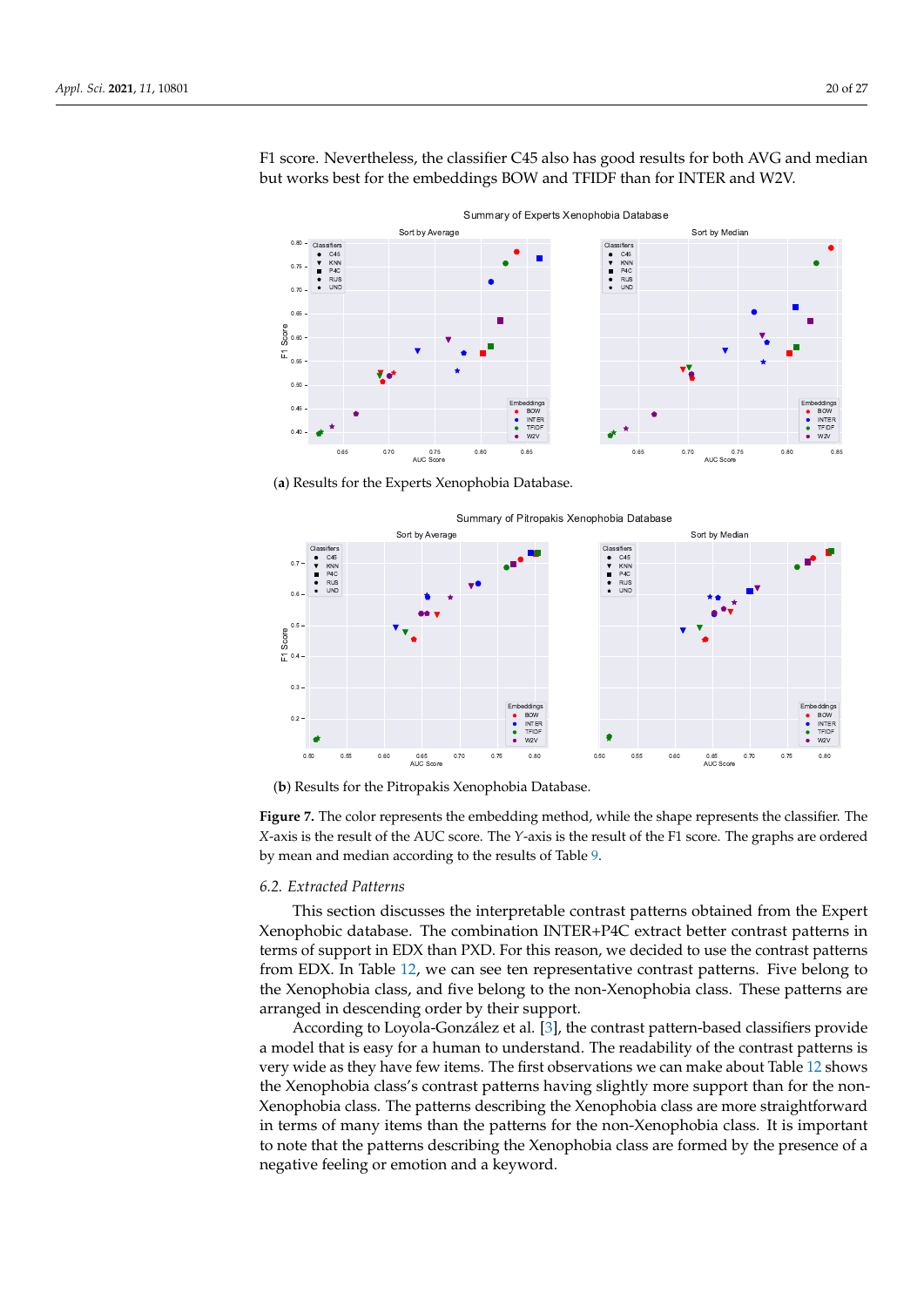F1 score. Nevertheless, the classifier C45 also has good results for both AVG and median but works best for the embeddings BOW and TFIDF than for INTER and W2V.

(**a**) Results for the Experts Xenophobia Database.

(**b**) Results for the Pitropakis Xenophobia Database.

**Figure 7.** The color represents the embedding method, while the shape represents the classifier. The *X*-axis is the result of the AUC score. The *Y*-axis is the result of the F1 score. The graphs are ordered by mean and median according to the results of Table 9.

### *6.2. Extracted Patterns*

This section discusses the interpretable contrast patterns obtained from the Expert Xenophobic database. The combination INTER+P4C extract better contrast patterns in terms of support in EDX than PXD. For this reason, we decided to use the contrast patterns from EDX. In Table 12, we can see ten representative contrast patterns. Five belong to the Xenophobia class, and five belong to the non-Xenophobia class. These patterns are arranged in descending order by their support.

According to Loyola-González et al. [3], the contrast pattern-based classifiers provide a model that is easy for a human to understand. The readability of the contrast patterns is very wide as they have few items. The first observations we can make about Table 12 shows the Xenophobia class's contrast patterns having slightly more support than for the non-Xenophobia class. The patterns describing the Xenophobia class are more straightforward in terms of many items than the patterns for the non-Xenophobia class. It is important to note that the patterns describing the Xenophobia class are formed by the presence of a negative feeling or emotion and a keyword.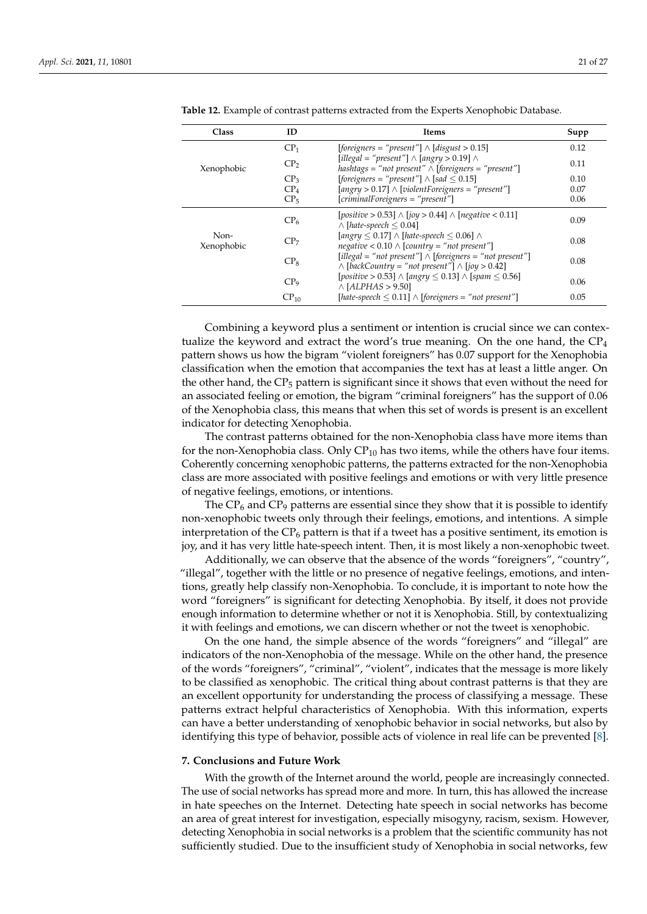**Table 12.** Example of contrast patterns extracted from the Experts Xenophobic Database.

| Class | ID | Items | Supp |
|---|---|---|---|
| Xenophobic | $CP_1$ | [*foreigners = "present"*] ∧ [*disgust* > 0.15] | 0.12 |
| | $CP_2$ | [*illegal = "present"*] ∧ [*angry* > 0.19] ∧ *hashtags = "not present"* ∧ [*foreigners = "present"*] | 0.11 |
| | $CP_3$ | [*foreigners = "present"*] ∧ [*sad* ≤ 0.15] | 0.10 |
| | $CP_4$ | [*angry* > 0.17] ∧ [*violentForeigners = "present"*] | 0.07 |
| | $CP_5$ | [*criminalForeigners = "present"*] | 0.06 |
| Non-Xenophobic | $CP_6$ | [*positive* > 0.53] ∧ [*joy* > 0.44] ∧ [*negative* < 0.11] ∧ [*hate-speech* ≤ 0.04] | 0.09 |
| | $CP_7$ | [*angry* ≤ 0.17] ∧ [*hate-speech* ≤ 0.06] ∧ *negative* < 0.10 ∧ [*country = "not present"*] | 0.08 |
| | $CP_8$ | [*illegal = "not present"*] ∧ [*foreigners = "not present"*] ∧ [*backCountry = "not present"*] ∧ [*joy* > 0.42] | 0.08 |
| | $CP_9$ | [*positive* > 0.53] ∧ [*angry* ≤ 0.13] ∧ [*spam* ≤ 0.56] ∧ [*ALPHAS* > 9.50] | 0.06 |
| | $CP_{10}$ | [*hate-speech* ≤ 0.11] ∧ [*foreigners = "not present"*] | 0.05 |

Combining a keyword plus a sentiment or intention is crucial since we can contextualize the keyword and extract the word's true meaning. On the one hand, the $CP_4$ pattern shows us how the bigram "violent foreigners" has 0.07 support for the Xenophobia classification when the emotion that accompanies the text has at least a little anger. On the other hand, the $CP_5$ pattern is significant since it shows that even without the need for an associated feeling or emotion, the bigram "criminal foreigners" has the support of 0.06 of the Xenophobia class, this means that when this set of words is present is an excellent indicator for detecting Xenophobia.

The contrast patterns obtained for the non-Xenophobia class have more items than for the non-Xenophobia class. Only $CP_{10}$ has two items, while the others have four items. Coherently concerning xenophobic patterns, the patterns extracted for the non-Xenophobia class are more associated with positive feelings and emotions or with very little presence of negative feelings, emotions, or intentions.

The $CP_6$ and $CP_9$ patterns are essential since they show that it is possible to identify non-xenophobic tweets only through their feelings, emotions, and intentions. A simple interpretation of the $CP_6$ pattern is that if a tweet has a positive sentiment, its emotion is joy, and it has very little hate-speech intent. Then, it is most likely a non-xenophobic tweet.

Additionally, we can observe that the absence of the words "foreigners", "country", "illegal", together with the little or no presence of negative feelings, emotions, and intentions, greatly help classify non-Xenophobia. To conclude, it is important to note how the word "foreigners" is significant for detecting Xenophobia. By itself, it does not provide enough information to determine whether or not it is Xenophobia. Still, by contextualizing it with feelings and emotions, we can discern whether or not the tweet is xenophobic.

On the one hand, the simple absence of the words "foreigners" and "illegal" are indicators of the non-Xenophobia of the message. While on the other hand, the presence of the words "foreigners", "criminal", "violent", indicates that the message is more likely to be classified as xenophobic. The critical thing about contrast patterns is that they are an excellent opportunity for understanding the process of classifying a message. These patterns extract helpful characteristics of Xenophobia. With this information, experts can have a better understanding of xenophobic behavior in social networks, but also by identifying this type of behavior, possible acts of violence in real life can be prevented [8].

## 7. Conclusions and Future Work

With the growth of the Internet around the world, people are increasingly connected. The use of social networks has spread more and more. In turn, this has allowed the increase in hate speeches on the Internet. Detecting hate speech in social networks has become an area of great interest for investigation, especially misogyny, racism, sexism. However, detecting Xenophobia in social networks is a problem that the scientific community has not sufficiently studied. Due to the insufficient study of Xenophobia in social networks, few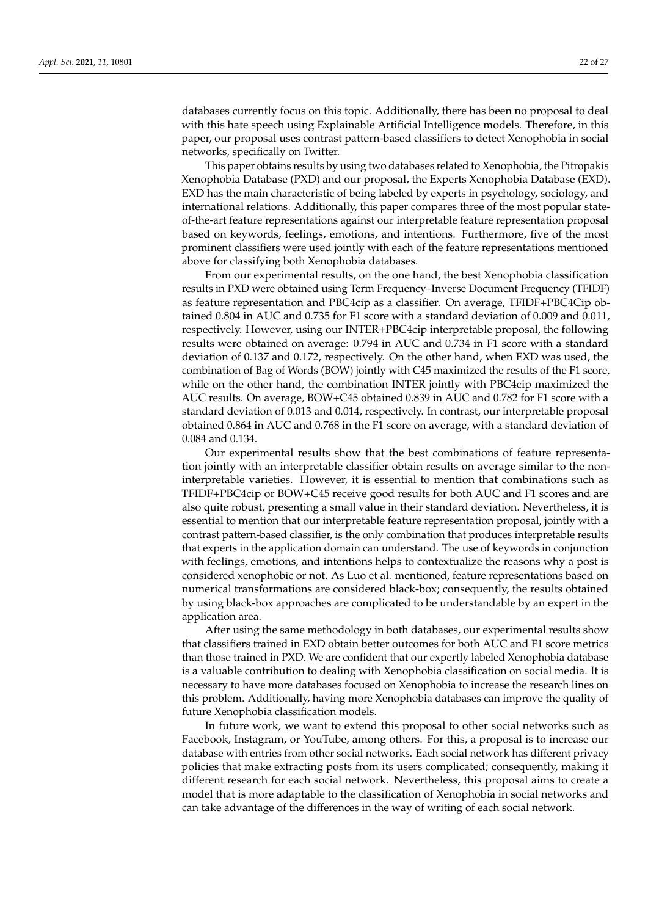databases currently focus on this topic. Additionally, there has been no proposal to deal with this hate speech using Explainable Artificial Intelligence models. Therefore, in this paper, our proposal uses contrast pattern-based classifiers to detect Xenophobia in social networks, specifically on Twitter.

This paper obtains results by using two databases related to Xenophobia, the Pitropakis Xenophobia Database (PXD) and our proposal, the Experts Xenophobia Database (EXD). EXD has the main characteristic of being labeled by experts in psychology, sociology, and international relations. Additionally, this paper compares three of the most popular state-of-the-art feature representations against our interpretable feature representation proposal based on keywords, feelings, emotions, and intentions. Furthermore, five of the most prominent classifiers were used jointly with each of the feature representations mentioned above for classifying both Xenophobia databases.

From our experimental results, on the one hand, the best Xenophobia classification results in PXD were obtained using Term Frequency–Inverse Document Frequency (TFIDF) as feature representation and PBC4cip as a classifier. On average, TFIDF+PBC4Cip obtained 0.804 in AUC and 0.735 for F1 score with a standard deviation of 0.009 and 0.011, respectively. However, using our INTER+PBC4cip interpretable proposal, the following results were obtained on average: 0.794 in AUC and 0.734 in F1 score with a standard deviation of 0.137 and 0.172, respectively. On the other hand, when EXD was used, the combination of Bag of Words (BOW) jointly with C45 maximized the results of the F1 score, while on the other hand, the combination INTER jointly with PBC4cip maximized the AUC results. On average, BOW+C45 obtained 0.839 in AUC and 0.782 for F1 score with a standard deviation of 0.013 and 0.014, respectively. In contrast, our interpretable proposal obtained 0.864 in AUC and 0.768 in the F1 score on average, with a standard deviation of 0.084 and 0.134.

Our experimental results show that the best combinations of feature representation jointly with an interpretable classifier obtain results on average similar to the non-interpretable varieties. However, it is essential to mention that combinations such as TFIDF+PBC4cip or BOW+C45 receive good results for both AUC and F1 scores and are also quite robust, presenting a small value in their standard deviation. Nevertheless, it is essential to mention that our interpretable feature representation proposal, jointly with a contrast pattern-based classifier, is the only combination that produces interpretable results that experts in the application domain can understand. The use of keywords in conjunction with feelings, emotions, and intentions helps to contextualize the reasons why a post is considered xenophobic or not. As Luo et al. mentioned, feature representations based on numerical transformations are considered black-box; consequently, the results obtained by using black-box approaches are complicated to be understandable by an expert in the application area.

After using the same methodology in both databases, our experimental results show that classifiers trained in EXD obtain better outcomes for both AUC and F1 score metrics than those trained in PXD. We are confident that our expertly labeled Xenophobia database is a valuable contribution to dealing with Xenophobia classification on social media. It is necessary to have more databases focused on Xenophobia to increase the research lines on this problem. Additionally, having more Xenophobia databases can improve the quality of future Xenophobia classification models.

In future work, we want to extend this proposal to other social networks such as Facebook, Instagram, or YouTube, among others. For this, a proposal is to increase our database with entries from other social networks. Each social network has different privacy policies that make extracting posts from its users complicated; consequently, making it different research for each social network. Nevertheless, this proposal aims to create a model that is more adaptable to the classification of Xenophobia in social networks and can take advantage of the differences in the way of writing of each social network.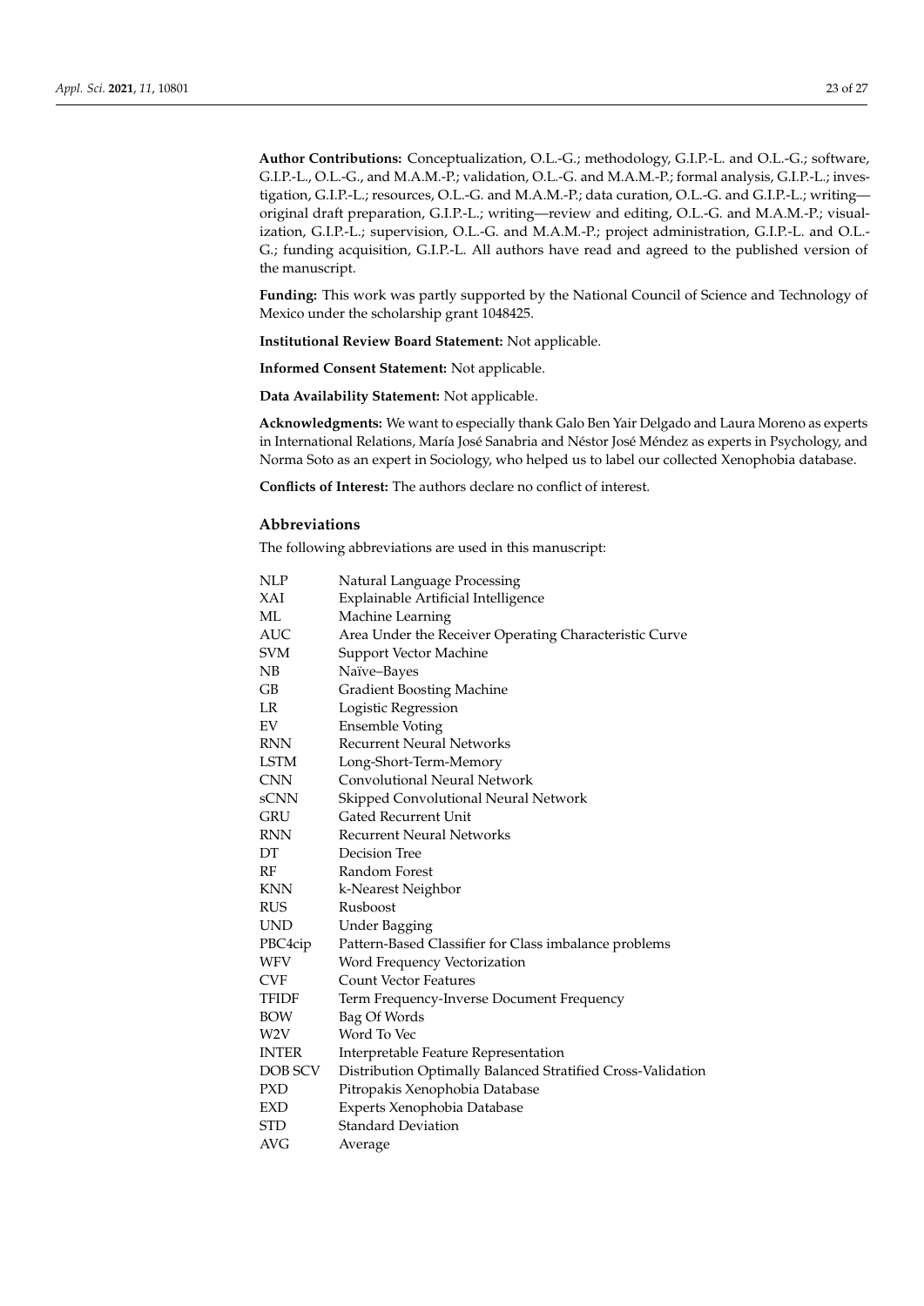**Author Contributions:** Conceptualization, O.L.-G.; methodology, G.I.P.-L. and O.L.-G.; software, G.I.P.-L., O.L.-G., and M.A.M.-P.; validation, O.L.-G. and M.A.M.-P.; formal analysis, G.I.P.-L.; investigation, G.I.P.-L.; resources, O.L.-G. and M.A.M.-P.; data curation, O.L.-G. and G.I.P.-L.; writing—original draft preparation, G.I.P.-L.; writing—review and editing, O.L.-G. and M.A.M.-P.; visualization, G.I.P.-L.; supervision, O.L.-G. and M.A.M.-P.; project administration, G.I.P.-L. and O.L.-G.; funding acquisition, G.I.P.-L. All authors have read and agreed to the published version of the manuscript.

**Funding:** This work was partly supported by the National Council of Science and Technology of Mexico under the scholarship grant 1048425.

**Institutional Review Board Statement:** Not applicable.

**Informed Consent Statement:** Not applicable.

**Data Availability Statement:** Not applicable.

**Acknowledgments:** We want to especially thank Galo Ben Yair Delgado and Laura Moreno as experts in International Relations, María José Sanabria and Néstor José Méndez as experts in Psychology, and Norma Soto as an expert in Sociology, who helped us to label our collected Xenophobia database.

**Conflicts of Interest:** The authors declare no conflict of interest.

## Abbreviations

The following abbreviations are used in this manuscript:

| | |
|---|---|
| NLP | Natural Language Processing |
| XAI | Explainable Artificial Intelligence |
| ML | Machine Learning |
| AUC | Area Under the Receiver Operating Characteristic Curve |
| SVM | Support Vector Machine |
| NB | Naïve–Bayes |
| GB | Gradient Boosting Machine |
| LR | Logistic Regression |
| EV | Ensemble Voting |
| RNN | Recurrent Neural Networks |
| LSTM | Long-Short-Term-Memory |
| CNN | Convolutional Neural Network |
| sCNN | Skipped Convolutional Neural Network |
| GRU | Gated Recurrent Unit |
| RNN | Recurrent Neural Networks |
| DT | Decision Tree |
| RF | Random Forest |
| KNN | k-Nearest Neighbor |
| RUS | Rusboost |
| UND | Under Bagging |
| PBC4cip | Pattern-Based Classifier for Class imbalance problems |
| WFV | Word Frequency Vectorization |
| CVF | Count Vector Features |
| TFIDF | Term Frequency-Inverse Document Frequency |
| BOW | Bag Of Words |
| W2V | Word To Vec |
| INTER | Interpretable Feature Representation |
| DOB SCV | Distribution Optimally Balanced Stratified Cross-Validation |
| PXD | Pitropakis Xenophobia Database |
| EXD | Experts Xenophobia Database |
| STD | Standard Deviation |
| AVG | Average |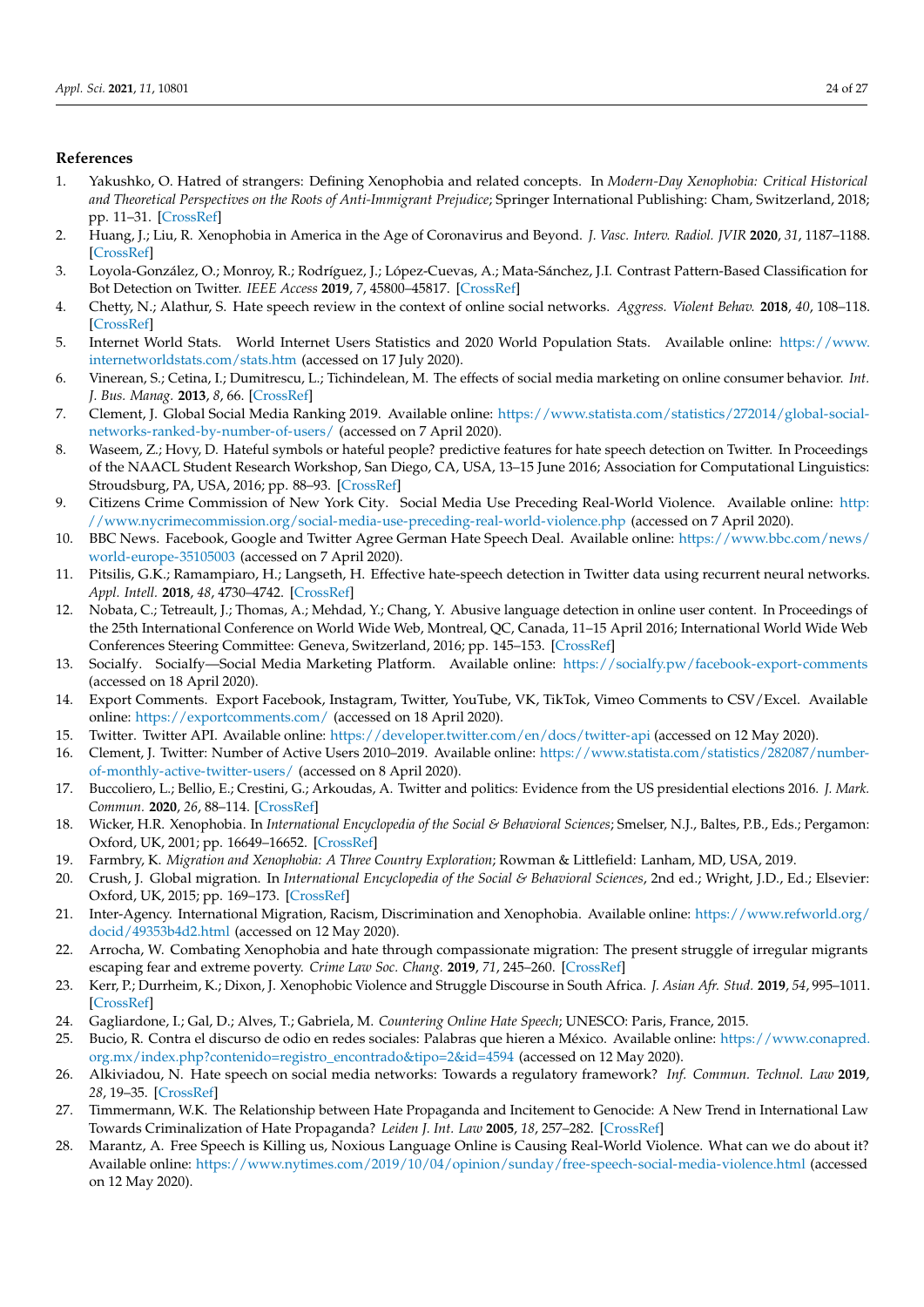## References

1. Yakushko, O. Hatred of strangers: Defining Xenophobia and related concepts. In *Modern-Day Xenophobia: Critical Historical and Theoretical Perspectives on the Roots of Anti-Immigrant Prejudice*; Springer International Publishing: Cham, Switzerland, 2018; pp. 11–31. [CrossRef]
2. Huang, J.; Liu, R. Xenophobia in America in the Age of Coronavirus and Beyond. *J. Vasc. Interv. Radiol. JVIR* **2020**, *31*, 1187–1188. [CrossRef]
3. Loyola-González, O.; Monroy, R.; Rodríguez, J.; López-Cuevas, A.; Mata-Sánchez, J.I. Contrast Pattern-Based Classification for Bot Detection on Twitter. *IEEE Access* **2019**, *7*, 45800–45817. [CrossRef]
4. Chetty, N.; Alathur, S. Hate speech review in the context of online social networks. *Aggress. Violent Behav.* **2018**, *40*, 108–118. [CrossRef]
5. Internet World Stats. World Internet Users Statistics and 2020 World Population Stats. Available online: https://www.internetworldstats.com/stats.htm (accessed on 17 July 2020).
6. Vinerean, S.; Cetina, I.; Dumitrescu, L.; Tichindelean, M. The effects of social media marketing on online consumer behavior. *Int. J. Bus. Manag.* **2013**, *8*, 66. [CrossRef]
7. Clement, J. Global Social Media Ranking 2019. Available online: https://www.statista.com/statistics/272014/global-social-networks-ranked-by-number-of-users/ (accessed on 7 April 2020).
8. Waseem, Z.; Hovy, D. Hateful symbols or hateful people? predictive features for hate speech detection on Twitter. In Proceedings of the NAACL Student Research Workshop, San Diego, CA, USA, 13–15 June 2016; Association for Computational Linguistics: Stroudsburg, PA, USA, 2016; pp. 88–93. [CrossRef]
9. Citizens Crime Commission of New York City. Social Media Use Preceding Real-World Violence. Available online: http://www.nycrimecommission.org/social-media-use-preceding-real-world-violence.php (accessed on 7 April 2020).
10. BBC News. Facebook, Google and Twitter Agree German Hate Speech Deal. Available online: https://www.bbc.com/news/world-europe-35105003 (accessed on 7 April 2020).
11. Pitsilis, G.K.; Ramampiaro, H.; Langseth, H. Effective hate-speech detection in Twitter data using recurrent neural networks. *Appl. Intell.* **2018**, *48*, 4730–4742. [CrossRef]
12. Nobata, C.; Tetreault, J.; Thomas, A.; Mehdad, Y.; Chang, Y. Abusive language detection in online user content. In Proceedings of the 25th International Conference on World Wide Web, Montreal, QC, Canada, 11–15 April 2016; International World Wide Web Conferences Steering Committee: Geneva, Switzerland, 2016; pp. 145–153. [CrossRef]
13. Socialfy. Socialfy—Social Media Marketing Platform. Available online: https://socialfy.pw/facebook-export-comments (accessed on 18 April 2020).
14. Export Comments. Export Facebook, Instagram, Twitter, YouTube, VK, TikTok, Vimeo Comments to CSV/Excel. Available online: https://exportcomments.com/ (accessed on 18 April 2020).
15. Twitter. Twitter API. Available online: https://developer.twitter.com/en/docs/twitter-api (accessed on 12 May 2020).
16. Clement, J. Twitter: Number of Active Users 2010–2019. Available online: https://www.statista.com/statistics/282087/number-of-monthly-active-twitter-users/ (accessed on 8 April 2020).
17. Buccoliero, L.; Bellio, E.; Crestini, G.; Arkoudas, A. Twitter and politics: Evidence from the US presidential elections 2016. *J. Mark. Commun.* **2020**, *26*, 88–114. [CrossRef]
18. Wicker, H.R. Xenophobia. In *International Encyclopedia of the Social & Behavioral Sciences*; Smelser, N.J., Baltes, P.B., Eds.; Pergamon: Oxford, UK, 2001; pp. 16649–16652. [CrossRef]
19. Farmbry, K. *Migration and Xenophobia: A Three Country Exploration*; Rowman & Littlefield: Lanham, MD, USA, 2019.
20. Crush, J. Global migration. In *International Encyclopedia of the Social & Behavioral Sciences*, 2nd ed.; Wright, J.D., Ed.; Elsevier: Oxford, UK, 2015; pp. 169–173. [CrossRef]
21. Inter-Agency. International Migration, Racism, Discrimination and Xenophobia. Available online: https://www.refworld.org/docid/49353b4d2.html (accessed on 12 May 2020).
22. Arrocha, W. Combating Xenophobia and hate through compassionate migration: The present struggle of irregular migrants escaping fear and extreme poverty. *Crime Law Soc. Chang.* **2019**, *71*, 245–260. [CrossRef]
23. Kerr, P.; Durrheim, K.; Dixon, J. Xenophobic Violence and Struggle Discourse in South Africa. *J. Asian Afr. Stud.* **2019**, *54*, 995–1011. [CrossRef]
24. Gagliardone, I.; Gal, D.; Alves, T.; Gabriela, M. *Countering Online Hate Speech*; UNESCO: Paris, France, 2015.
25. Bucio, R. Contra el discurso de odio en redes sociales: Palabras que hieren a México. Available online: https://www.conapred.org.mx/index.php?contenido=registro_encontrado&tipo=2&id=4594 (accessed on 12 May 2020).
26. Alkiviadou, N. Hate speech on social media networks: Towards a regulatory framework? *Inf. Commun. Technol. Law* **2019**, *28*, 19–35. [CrossRef]
27. Timmermann, W.K. The Relationship between Hate Propaganda and Incitement to Genocide: A New Trend in International Law Towards Criminalization of Hate Propaganda? *Leiden J. Int. Law* **2005**, *18*, 257–282. [CrossRef]
28. Marantz, A. Free Speech is Killing us, Noxious Language Online is Causing Real-World Violence. What can we do about it? Available online: https://www.nytimes.com/2019/10/04/opinion/sunday/free-speech-social-media-violence.html (accessed on 12 May 2020).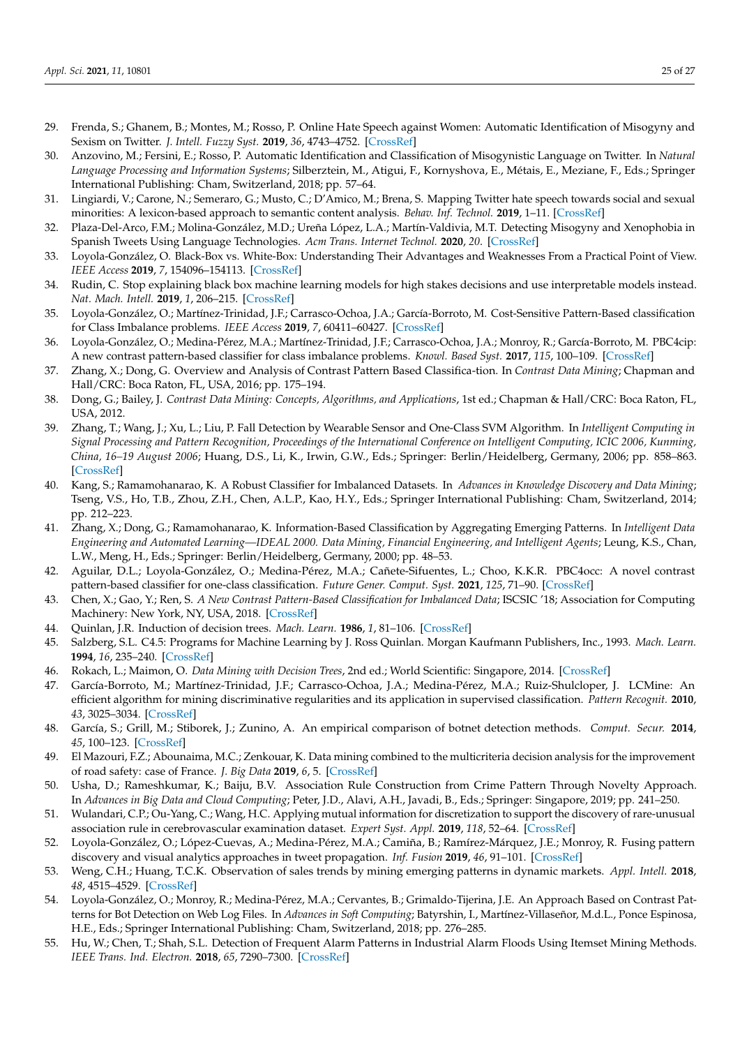29. Frenda, S.; Ghanem, B.; Montes, M.; Rosso, P. Online Hate Speech against Women: Automatic Identification of Misogyny and Sexism on Twitter. *J. Intell. Fuzzy Syst.* **2019**, *36*, 4743–4752. [CrossRef]
30. Anzovino, M.; Fersini, E.; Rosso, P. Automatic Identification and Classification of Misogynistic Language on Twitter. In *Natural Language Processing and Information Systems*; Silberztein, M., Atigui, F., Kornyshova, E., Métais, E., Meziane, F., Eds.; Springer International Publishing: Cham, Switzerland, 2018; pp. 57–64.
31. Lingiardi, V.; Carone, N.; Semeraro, G.; Musto, C.; D'Amico, M.; Brena, S. Mapping Twitter hate speech towards social and sexual minorities: A lexicon-based approach to semantic content analysis. *Behav. Inf. Technol.* **2019**, 1–11. [CrossRef]
32. Plaza-Del-Arco, F.M.; Molina-González, M.D.; Ureña López, L.A.; Martín-Valdivia, M.T. Detecting Misogyny and Xenophobia in Spanish Tweets Using Language Technologies. *Acm Trans. Internet Technol.* **2020**, *20*. [CrossRef]
33. Loyola-González, O. Black-Box vs. White-Box: Understanding Their Advantages and Weaknesses From a Practical Point of View. *IEEE Access* **2019**, *7*, 154096–154113. [CrossRef]
34. Rudin, C. Stop explaining black box machine learning models for high stakes decisions and use interpretable models instead. *Nat. Mach. Intell.* **2019**, *1*, 206–215. [CrossRef]
35. Loyola-González, O.; Martínez-Trinidad, J.F.; Carrasco-Ochoa, J.A.; García-Borroto, M. Cost-Sensitive Pattern-Based classification for Class Imbalance problems. *IEEE Access* **2019**, *7*, 60411–60427. [CrossRef]
36. Loyola-González, O.; Medina-Pérez, M.A.; Martínez-Trinidad, J.F.; Carrasco-Ochoa, J.A.; Monroy, R.; García-Borroto, M. PBC4cip: A new contrast pattern-based classifier for class imbalance problems. *Knowl. Based Syst.* **2017**, *115*, 100–109. [CrossRef]
37. Zhang, X.; Dong, G. Overview and Analysis of Contrast Pattern Based Classifica-tion. In *Contrast Data Mining*; Chapman and Hall/CRC: Boca Raton, FL, USA, 2016; pp. 175–194.
38. Dong, G.; Bailey, J. *Contrast Data Mining: Concepts, Algorithms, and Applications*, 1st ed.; Chapman & Hall/CRC: Boca Raton, FL, USA, 2012.
39. Zhang, T.; Wang, J.; Xu, L.; Liu, P. Fall Detection by Wearable Sensor and One-Class SVM Algorithm. In *Intelligent Computing in Signal Processing and Pattern Recognition, Proceedings of the International Conference on Intelligent Computing, ICIC 2006, Kunming, China, 16–19 August 2006*; Huang, D.S., Li, K., Irwin, G.W., Eds.; Springer: Berlin/Heidelberg, Germany, 2006; pp. 858–863. [CrossRef]
40. Kang, S.; Ramamohanarao, K. A Robust Classifier for Imbalanced Datasets. In *Advances in Knowledge Discovery and Data Mining*; Tseng, V.S., Ho, T.B., Zhou, Z.H., Chen, A.L.P., Kao, H.Y., Eds.; Springer International Publishing: Cham, Switzerland, 2014; pp. 212–223.
41. Zhang, X.; Dong, G.; Ramamohanarao, K. Information-Based Classification by Aggregating Emerging Patterns. In *Intelligent Data Engineering and Automated Learning—IDEAL 2000. Data Mining, Financial Engineering, and Intelligent Agents*; Leung, K.S., Chan, L.W., Meng, H., Eds.; Springer: Berlin/Heidelberg, Germany, 2000; pp. 48–53.
42. Aguilar, D.L.; Loyola-González, O.; Medina-Pérez, M.A.; Cañete-Sifuentes, L.; Choo, K.K.R. PBC4occ: A novel contrast pattern-based classifier for one-class classification. *Future Gener. Comput. Syst.* **2021**, *125*, 71–90. [CrossRef]
43. Chen, X.; Gao, Y.; Ren, S. *A New Contrast Pattern-Based Classification for Imbalanced Data*; ISCSIC '18; Association for Computing Machinery: New York, NY, USA, 2018. [CrossRef]
44. Quinlan, J.R. Induction of decision trees. *Mach. Learn.* **1986**, *1*, 81–106. [CrossRef]
45. Salzberg, S.L. C4.5: Programs for Machine Learning by J. Ross Quinlan. Morgan Kaufmann Publishers, Inc., 1993. *Mach. Learn.* **1994**, *16*, 235–240. [CrossRef]
46. Rokach, L.; Maimon, O. *Data Mining with Decision Trees*, 2nd ed.; World Scientific: Singapore, 2014. [CrossRef]
47. García-Borroto, M.; Martínez-Trinidad, J.F.; Carrasco-Ochoa, J.A.; Medina-Pérez, M.A.; Ruiz-Shulcloper, J. LCMine: An efficient algorithm for mining discriminative regularities and its application in supervised classification. *Pattern Recognit.* **2010**, *43*, 3025–3034. [CrossRef]
48. García, S.; Grill, M.; Stiborek, J.; Zunino, A. An empirical comparison of botnet detection methods. *Comput. Secur.* **2014**, *45*, 100–123. [CrossRef]
49. El Mazouri, F.Z.; Abounaima, M.C.; Zenkouar, K. Data mining combined to the multicriteria decision analysis for the improvement of road safety: case of France. *J. Big Data* **2019**, *6*, 5. [CrossRef]
50. Usha, D.; Rameshkumar, K.; Baiju, B.V. Association Rule Construction from Crime Pattern Through Novelty Approach. In *Advances in Big Data and Cloud Computing*; Peter, J.D., Alavi, A.H., Javadi, B., Eds.; Springer: Singapore, 2019; pp. 241–250.
51. Wulandari, C.P.; Ou-Yang, C.; Wang, H.C. Applying mutual information for discretization to support the discovery of rare-unusual association rule in cerebrovascular examination dataset. *Expert Syst. Appl.* **2019**, *118*, 52–64. [CrossRef]
52. Loyola-González, O.; López-Cuevas, A.; Medina-Pérez, M.A.; Camiña, B.; Ramírez-Márquez, J.E.; Monroy, R. Fusing pattern discovery and visual analytics approaches in tweet propagation. *Inf. Fusion* **2019**, *46*, 91–101. [CrossRef]
53. Weng, C.H.; Huang, T.C.K. Observation of sales trends by mining emerging patterns in dynamic markets. *Appl. Intell.* **2018**, *48*, 4515–4529. [CrossRef]
54. Loyola-González, O.; Monroy, R.; Medina-Pérez, M.A.; Cervantes, B.; Grimaldo-Tijerina, J.E. An Approach Based on Contrast Patterns for Bot Detection on Web Log Files. In *Advances in Soft Computing*; Batyrshin, I., Martínez-Villaseñor, M.d.L., Ponce Espinosa, H.E., Eds.; Springer International Publishing: Cham, Switzerland, 2018; pp. 276–285.
55. Hu, W.; Chen, T.; Shah, S.L. Detection of Frequent Alarm Patterns in Industrial Alarm Floods Using Itemset Mining Methods. *IEEE Trans. Ind. Electron.* **2018**, *65*, 7290–7300. [CrossRef]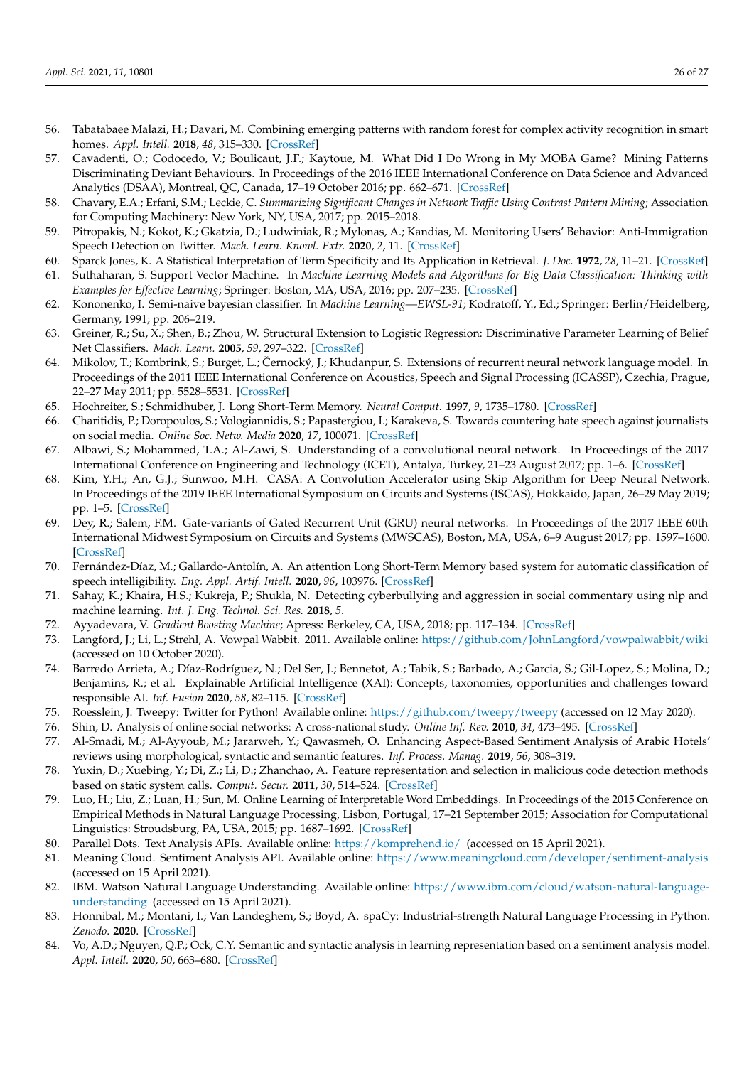56. Tabatabaee Malazi, H.; Davari, M. Combining emerging patterns with random forest for complex activity recognition in smart homes. *Appl. Intell.* **2018**, *48*, 315–330. [CrossRef]
57. Cavadenti, O.; Codocedo, V.; Boulicaut, J.F.; Kaytoue, M. What Did I Do Wrong in My MOBA Game? Mining Patterns Discriminating Deviant Behaviours. In Proceedings of the 2016 IEEE International Conference on Data Science and Advanced Analytics (DSAA), Montreal, QC, Canada, 17–19 October 2016; pp. 662–671. [CrossRef]
58. Chavary, E.A.; Erfani, S.M.; Leckie, C. *Summarizing Significant Changes in Network Traffic Using Contrast Pattern Mining*; Association for Computing Machinery: New York, NY, USA, 2017; pp. 2015–2018.
59. Pitropakis, N.; Kokot, K.; Gkatzia, D.; Ludwiniak, R.; Mylonas, A.; Kandias, M. Monitoring Users' Behavior: Anti-Immigration Speech Detection on Twitter. *Mach. Learn. Knowl. Extr.* **2020**, *2*, 11. [CrossRef]
60. Sparck Jones, K. A Statistical Interpretation of Term Specificity and Its Application in Retrieval. *J. Doc.* **1972**, *28*, 11–21. [CrossRef]
61. Suthaharan, S. Support Vector Machine. In *Machine Learning Models and Algorithms for Big Data Classification: Thinking with Examples for Effective Learning*; Springer: Boston, MA, USA, 2016; pp. 207–235. [CrossRef]
62. Kononenko, I. Semi-naive bayesian classifier. In *Machine Learning—EWSL-91*; Kodratoff, Y., Ed.; Springer: Berlin/Heidelberg, Germany, 1991; pp. 206–219.
63. Greiner, R.; Su, X.; Shen, B.; Zhou, W. Structural Extension to Logistic Regression: Discriminative Parameter Learning of Belief Net Classifiers. *Mach. Learn.* **2005**, *59*, 297–322. [CrossRef]
64. Mikolov, T.; Kombrink, S.; Burget, L.; Černocký, J.; Khudanpur, S. Extensions of recurrent neural network language model. In Proceedings of the 2011 IEEE International Conference on Acoustics, Speech and Signal Processing (ICASSP), Czechia, Prague, 22–27 May 2011; pp. 5528–5531. [CrossRef]
65. Hochreiter, S.; Schmidhuber, J. Long Short-Term Memory. *Neural Comput.* **1997**, *9*, 1735–1780. [CrossRef]
66. Charitidis, P.; Doropoulos, S.; Vologiannidis, S.; Papastergiou, I.; Karakeva, S. Towards countering hate speech against journalists on social media. *Online Soc. Netw. Media* **2020**, *17*, 100071. [CrossRef]
67. Albawi, S.; Mohammed, T.A.; Al-Zawi, S. Understanding of a convolutional neural network. In Proceedings of the 2017 International Conference on Engineering and Technology (ICET), Antalya, Turkey, 21–23 August 2017; pp. 1–6. [CrossRef]
68. Kim, Y.H.; An, G.J.; Sunwoo, M.H. CASA: A Convolution Accelerator using Skip Algorithm for Deep Neural Network. In Proceedings of the 2019 IEEE International Symposium on Circuits and Systems (ISCAS), Hokkaido, Japan, 26–29 May 2019; pp. 1–5. [CrossRef]
69. Dey, R.; Salem, F.M. Gate-variants of Gated Recurrent Unit (GRU) neural networks. In Proceedings of the 2017 IEEE 60th International Midwest Symposium on Circuits and Systems (MWSCAS), Boston, MA, USA, 6–9 August 2017; pp. 1597–1600. [CrossRef]
70. Fernández-Díaz, M.; Gallardo-Antolín, A. An attention Long Short-Term Memory based system for automatic classification of speech intelligibility. *Eng. Appl. Artif. Intell.* **2020**, *96*, 103976. [CrossRef]
71. Sahay, K.; Khaira, H.S.; Kukreja, P.; Shukla, N. Detecting cyberbullying and aggression in social commentary using nlp and machine learning. *Int. J. Eng. Technol. Sci. Res.* **2018**, *5*.
72. Ayyadevara, V. *Gradient Boosting Machine*; Apress: Berkeley, CA, USA, 2018; pp. 117–134. [CrossRef]
73. Langford, J.; Li, L.; Strehl, A. Vowpal Wabbit. 2011. Available online: https://github.com/JohnLangford/vowpalwabbit/wiki (accessed on 10 October 2020).
74. Barredo Arrieta, A.; Díaz-Rodríguez, N.; Del Ser, J.; Bennetot, A.; Tabik, S.; Barbado, A.; Garcia, S.; Gil-Lopez, S.; Molina, D.; Benjamins, R.; et al. Explainable Artificial Intelligence (XAI): Concepts, taxonomies, opportunities and challenges toward responsible AI. *Inf. Fusion* **2020**, *58*, 82–115. [CrossRef]
75. Roesslein, J. Tweepy: Twitter for Python! Available online: https://github.com/tweepy/tweepy (accessed on 12 May 2020).
76. Shin, D. Analysis of online social networks: A cross-national study. *Online Inf. Rev.* **2010**, *34*, 473–495. [CrossRef]
77. Al-Smadi, M.; Al-Ayyoub, M.; Jararweh, Y.; Qawasmeh, O. Enhancing Aspect-Based Sentiment Analysis of Arabic Hotels' reviews using morphological, syntactic and semantic features. *Inf. Process. Manag.* **2019**, *56*, 308–319.
78. Yuxin, D.; Xuebing, Y.; Di, Z.; Li, D.; Zhanchao, A. Feature representation and selection in malicious code detection methods based on static system calls. *Comput. Secur.* **2011**, *30*, 514–524. [CrossRef]
79. Luo, H.; Liu, Z.; Luan, H.; Sun, M. Online Learning of Interpretable Word Embeddings. In Proceedings of the 2015 Conference on Empirical Methods in Natural Language Processing, Lisbon, Portugal, 17–21 September 2015; Association for Computational Linguistics: Stroudsburg, PA, USA, 2015; pp. 1687–1692. [CrossRef]
80. Parallel Dots. Text Analysis APIs. Available online: https://komprehend.io/ (accessed on 15 April 2021).
81. Meaning Cloud. Sentiment Analysis API. Available online: https://www.meaningcloud.com/developer/sentiment-analysis (accessed on 15 April 2021).
82. IBM. Watson Natural Language Understanding. Available online: https://www.ibm.com/cloud/watson-natural-language-understanding (accessed on 15 April 2021).
83. Honnibal, M.; Montani, I.; Van Landeghem, S.; Boyd, A. spaCy: Industrial-strength Natural Language Processing in Python. *Zenodo.* **2020**. [CrossRef]
84. Vo, A.D.; Nguyen, Q.P.; Ock, C.Y. Semantic and syntactic analysis in learning representation based on a sentiment analysis model. *Appl. Intell.* **2020**, *50*, 663–680. [CrossRef]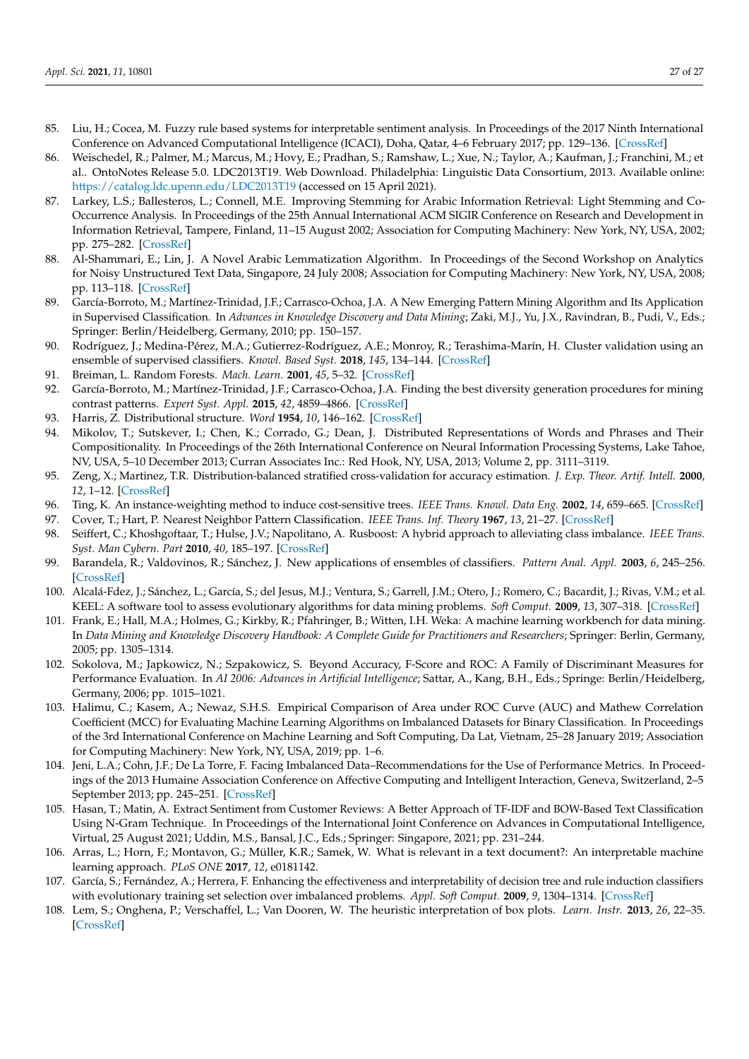85. Liu, H.; Cocea, M. Fuzzy rule based systems for interpretable sentiment analysis. In Proceedings of the 2017 Ninth International Conference on Advanced Computational Intelligence (ICACI), Doha, Qatar, 4–6 February 2017; pp. 129–136. [CrossRef]
86. Weischedel, R.; Palmer, M.; Marcus, M.; Hovy, E.; Pradhan, S.; Ramshaw, L.; Xue, N.; Taylor, A.; Kaufman, J.; Franchini, M.; et al.. OntoNotes Release 5.0. LDC2013T19. Web Download. Philadelphia: Linguistic Data Consortium, 2013. Available online: https://catalog.ldc.upenn.edu/LDC2013T19 (accessed on 15 April 2021).
87. Larkey, L.S.; Ballesteros, L.; Connell, M.E. Improving Stemming for Arabic Information Retrieval: Light Stemming and Co-Occurrence Analysis. In Proceedings of the 25th Annual International ACM SIGIR Conference on Research and Development in Information Retrieval, Tampere, Finland, 11–15 August 2002; Association for Computing Machinery: New York, NY, USA, 2002; pp. 275–282. [CrossRef]
88. Al-Shammari, E.; Lin, J. A Novel Arabic Lemmatization Algorithm. In Proceedings of the Second Workshop on Analytics for Noisy Unstructured Text Data, Singapore, 24 July 2008; Association for Computing Machinery: New York, NY, USA, 2008; pp. 113–118. [CrossRef]
89. García-Borroto, M.; Martínez-Trinidad, J.F.; Carrasco-Ochoa, J.A. A New Emerging Pattern Mining Algorithm and Its Application in Supervised Classification. In *Advances in Knowledge Discovery and Data Mining*; Zaki, M.J., Yu, J.X., Ravindran, B., Pudi, V., Eds.; Springer: Berlin/Heidelberg, Germany, 2010; pp. 150–157.
90. Rodríguez, J.; Medina-Pérez, M.A.; Gutierrez-Rodríguez, A.E.; Monroy, R.; Terashima-Marín, H. Cluster validation using an ensemble of supervised classifiers. *Knowl. Based Syst.* **2018**, *145*, 134–144. [CrossRef]
91. Breiman, L. Random Forests. *Mach. Learn.* **2001**, *45*, 5–32. [CrossRef]
92. García-Borroto, M.; Martínez-Trinidad, J.F.; Carrasco-Ochoa, J.A. Finding the best diversity generation procedures for mining contrast patterns. *Expert Syst. Appl.* **2015**, *42*, 4859–4866. [CrossRef]
93. Harris, Z. Distributional structure. *Word* **1954**, *10*, 146–162. [CrossRef]
94. Mikolov, T.; Sutskever, I.; Chen, K.; Corrado, G.; Dean, J. Distributed Representations of Words and Phrases and Their Compositionality. In Proceedings of the 26th International Conference on Neural Information Processing Systems, Lake Tahoe, NV, USA, 5–10 December 2013; Curran Associates Inc.: Red Hook, NY, USA, 2013; Volume 2, pp. 3111–3119.
95. Zeng, X.; Martinez, T.R. Distribution-balanced stratified cross-validation for accuracy estimation. *J. Exp. Theor. Artif. Intell.* **2000**, *12*, 1–12. [CrossRef]
96. Ting, K. An instance-weighting method to induce cost-sensitive trees. *IEEE Trans. Knowl. Data Eng.* **2002**, *14*, 659–665. [CrossRef]
97. Cover, T.; Hart, P. Nearest Neighbor Pattern Classification. *IEEE Trans. Inf. Theory* **1967**, *13*, 21–27. [CrossRef]
98. Seiffert, C.; Khoshgoftaar, T.; Hulse, J.V.; Napolitano, A. Rusboost: A hybrid approach to alleviating class imbalance. *IEEE Trans. Syst. Man Cybern. Part* **2010**, *40*, 185–197. [CrossRef]
99. Barandela, R.; Valdovinos, R.; Sánchez, J. New applications of ensembles of classifiers. *Pattern Anal. Appl.* **2003**, *6*, 245–256. [CrossRef]
100. Alcalá-Fdez, J.; Sánchez, L.; García, S.; del Jesus, M.J.; Ventura, S.; Garrell, J.M.; Otero, J.; Romero, C.; Bacardit, J.; Rivas, V.M.; et al. KEEL: A software tool to assess evolutionary algorithms for data mining problems. *Soft Comput.* **2009**, *13*, 307–318. [CrossRef]
101. Frank, E.; Hall, M.A.; Holmes, G.; Kirkby, R.; Pfahringer, B.; Witten, I.H. Weka: A machine learning workbench for data mining. In *Data Mining and Knowledge Discovery Handbook: A Complete Guide for Practitioners and Researchers*; Springer: Berlin, Germany, 2005; pp. 1305–1314.
102. Sokolova, M.; Japkowicz, N.; Szpakowicz, S. Beyond Accuracy, F-Score and ROC: A Family of Discriminant Measures for Performance Evaluation. In *AI 2006: Advances in Artificial Intelligence*; Sattar, A., Kang, B.H., Eds.; Springe: Berlin/Heidelberg, Germany, 2006; pp. 1015–1021.
103. Halimu, C.; Kasem, A.; Newaz, S.H.S. Empirical Comparison of Area under ROC Curve (AUC) and Mathew Correlation Coefficient (MCC) for Evaluating Machine Learning Algorithms on Imbalanced Datasets for Binary Classification. In Proceedings of the 3rd International Conference on Machine Learning and Soft Computing, Da Lat, Vietnam, 25–28 January 2019; Association for Computing Machinery: New York, NY, USA, 2019; pp. 1–6.
104. Jeni, L.A.; Cohn, J.F.; De La Torre, F. Facing Imbalanced Data–Recommendations for the Use of Performance Metrics. In Proceedings of the 2013 Humaine Association Conference on Affective Computing and Intelligent Interaction, Geneva, Switzerland, 2–5 September 2013; pp. 245–251. [CrossRef]
105. Hasan, T.; Matin, A. Extract Sentiment from Customer Reviews: A Better Approach of TF-IDF and BOW-Based Text Classification Using N-Gram Technique. In Proceedings of the International Joint Conference on Advances in Computational Intelligence, Virtual, 25 August 2021; Uddin, M.S., Bansal, J.C., Eds.; Springer: Singapore, 2021; pp. 231–244.
106. Arras, L.; Horn, F.; Montavon, G.; Müller, K.R.; Samek, W. What is relevant in a text document?: An interpretable machine learning approach. *PLoS ONE* **2017**, *12*, e0181142.
107. García, S.; Fernández, A.; Herrera, F. Enhancing the effectiveness and interpretability of decision tree and rule induction classifiers with evolutionary training set selection over imbalanced problems. *Appl. Soft Comput.* **2009**, *9*, 1304–1314. [CrossRef]
108. Lem, S.; Onghena, P.; Verschaffel, L.; Van Dooren, W. The heuristic interpretation of box plots. *Learn. Instr.* **2013**, *26*, 22–35. [CrossRef]